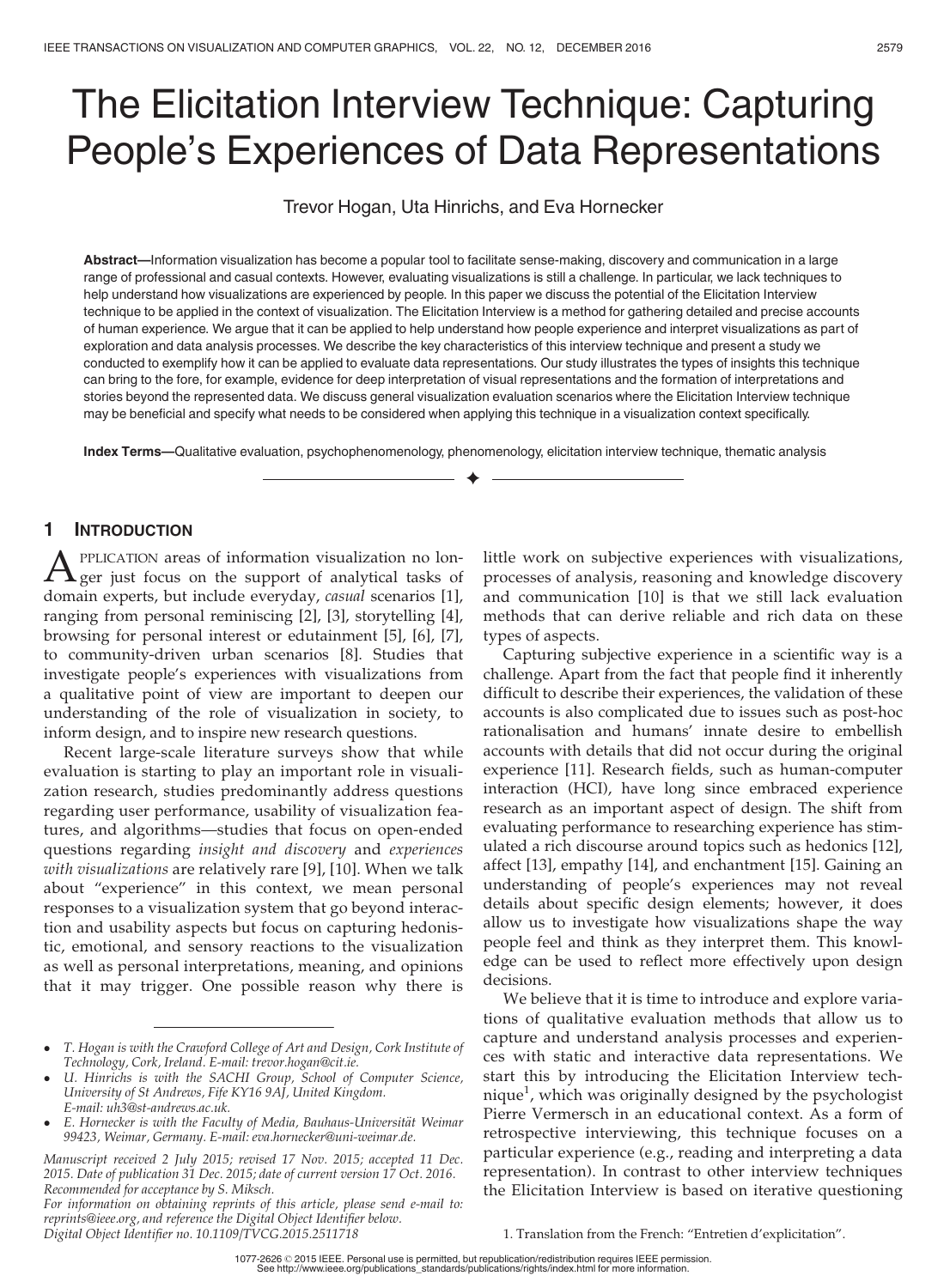# The Elicitation Interview Technique: Capturing People's Experiences of Data Representations

Trevor Hogan, Uta Hinrichs, and Eva Hornecker

**Abstract**—Information visualization has become a popular tool to facilitate sense-making, discovery and communication in a large range of professional and casual contexts. However, evaluating visualizations is still a challenge. In particular, we lack techniques to help understand how visualizations are experienced by people. In this paper we discuss the potential of the Elicitation Interview technique to be applied in the context of visualization. The Elicitation Interview is a method for gathering detailed and precise accounts of human experience. We argue that it can be applied to help understand how people experience and interpret visualizations as part of exploration and data analysis processes. We describe the key characteristics of this interview technique and present a study we conducted to exemplify how it can be applied to evaluate data representations. Our study illustrates the types of insights this technique can bring to the fore, for example, evidence for deep interpretation of visual representations and the formation of interpretations and stories beyond the represented data. We discuss general visualization evaluation scenarios where the Elicitation Interview technique may be beneficial and specify what needs to be considered when applying this technique in a visualization context specifically.

**Index Terms**—Qualitative evaluation, psychophenomenology, phenomenology, elicitation interview technique, thematic analysis

## 1 Introduction

Application areas of information visualization no longer just focus on the support of analytical tasks of domain experts, but include everyday, *casual* scenarios [1], ranging from personal reminiscing [2], [3], storytelling [4], browsing for personal interest or edutainment [5], [6], [7], to community-driven urban scenarios [8]. Studies that investigate people's experiences with visualizations from a qualitative point of view are important to deepen our understanding of the role of visualization in society, to inform design, and to inspire new research questions.

Recent large-scale literature surveys show that while evaluation is starting to play an important role in visualization research, studies predominantly address questions regarding user performance, usability of visualization features, and algorithms—studies that focus on open-ended questions regarding *insight and discovery* and *experiences with visualizations* are relatively rare [9], [10]. When we talk about "experience" in this context, we mean personal responses to a visualization system that go beyond interaction and usability aspects but focus on capturing hedonistic, emotional, and sensory reactions to the visualization as well as personal interpretations, meaning, and opinions that it may trigger. One possible reason why there is little work on subjective experiences with visualizations, processes of analysis, reasoning and knowledge discovery and communication [10] is that we still lack evaluation methods that can derive reliable and rich data on these types of aspects.

Capturing subjective experience in a scientific way is a challenge. Apart from the fact that people find it inherently difficult to describe their experiences, the validation of these accounts is also complicated due to issues such as post-hoc rationalisation and humans' innate desire to embellish accounts with details that did not occur during the original experience [11]. Research fields, such as human-computer interaction (HCI), have long since embraced experience research as an important aspect of design. The shift from evaluating performance to researching experience has stimulated a rich discourse around topics such as hedonics [12], affect [13], empathy [14], and enchantment [15]. Gaining an understanding of people's experiences may not reveal details about specific design elements; however, it does allow us to investigate how visualizations shape the way people feel and think as they interpret them. This knowledge can be used to reflect more effectively upon design decisions.

We believe that it is time to introduce and explore variations of qualitative evaluation methods that allow us to capture and understand analysis processes and experiences with static and interactive data representations. We start this by introducing the Elicitation Interview technique[1], which was originally designed by the psychologist Pierre Vermersch in an educational context. As a form of retrospective interviewing, this technique focuses on a particular experience (e.g., reading and interpreting a data representation). In contrast to other interview techniques the Elicitation Interview is based on iterative questioning

- *T. Hogan is with the Crawford College of Art and Design, Cork Institute of Technology, Cork, Ireland. E-mail: trevor.hogan@cit.ie.*
- *U. Hinrichs is with the SACHI Group, School of Computer Science, University of St Andrews, Fife KY16 9AJ, United Kingdom. E-mail: uh3@st-andrews.ac.uk.*
- *E. Hornecker is with the Faculty of Media, Bauhaus-Universität Weimar 99423, Weimar, Germany. E-mail: eva.hornecker@uni-weimar.de.*

*Manuscript received 2 July 2015; revised 17 Nov. 2015; accepted 11 Dec. 2015. Date of publication 31 Dec. 2015; date of current version 17 Oct. 2016. Recommended for acceptance by S. Miksch.*
*For information on obtaining reprints of this article, please send e-mail to: reprints@ieee.org, and reference the Digital Object Identifier below.*
*Digital Object Identifier no. 10.1109/TVCG.2015.2511718*

1. Translation from the French: "Entretien d'explicitation".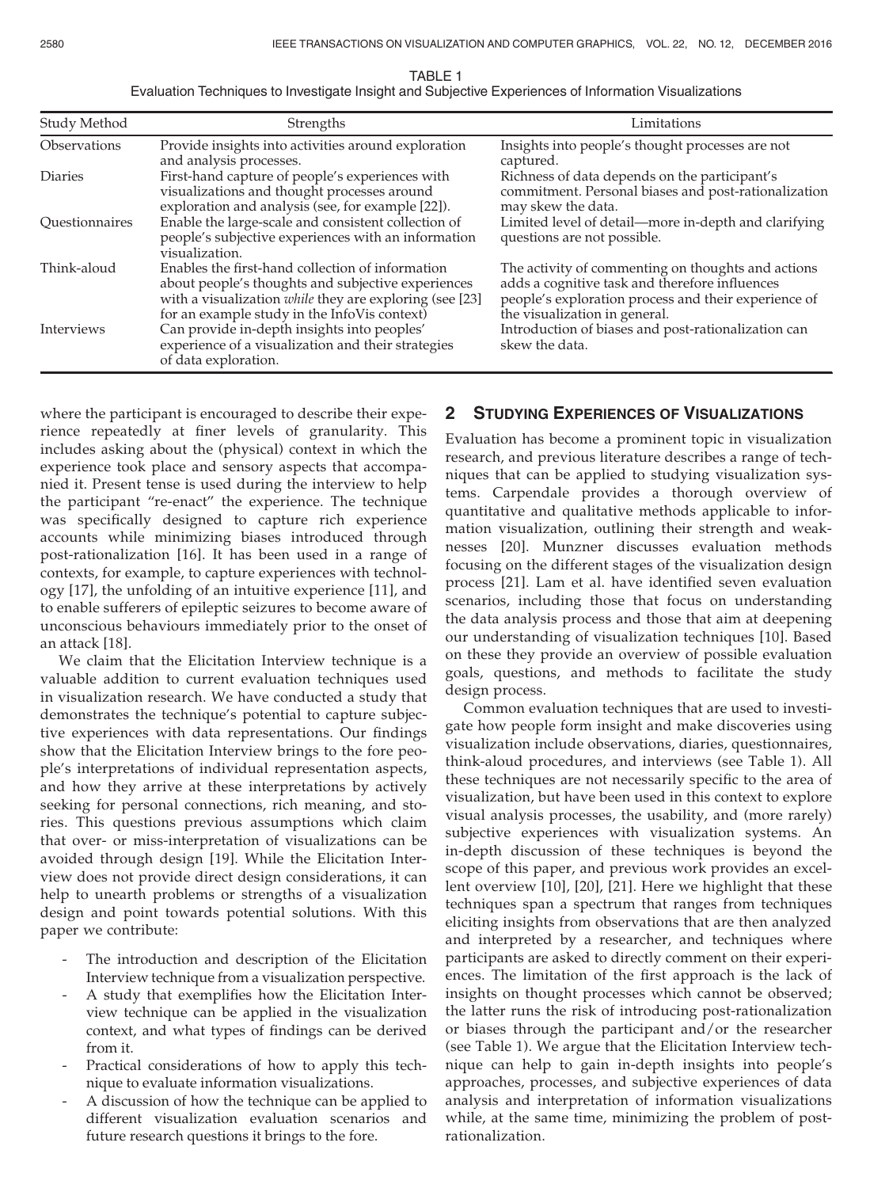TABLE 1
Evaluation Techniques to Investigate Insight and Subjective Experiences of Information Visualizations

| Study Method | Strengths | Limitations |
|---|---|---|
| Observations | Provide insights into activities around exploration and analysis processes. | Insights into people's thought processes are not captured. |
| Diaries | First-hand capture of people's experiences with visualizations and thought processes around exploration and analysis (see, for example [22]). | Richness of data depends on the participant's commitment. Personal biases and post-rationalization may skew the data. |
| Questionnaires | Enable the large-scale and consistent collection of people's subjective experiences with an information visualization. | Limited level of detail—more in-depth and clarifying questions are not possible. |
| Think-aloud | Enables the first-hand collection of information about people's thoughts and subjective experiences with a visualization *while* they are exploring (see [23] for an example study in the InfoVis context) | The activity of commenting on thoughts and actions adds a cognitive task and therefore influences people's exploration process and their experience of the visualization in general. |
| Interviews | Can provide in-depth insights into peoples' experience of a visualization and their strategies of data exploration. | Introduction of biases and post-rationalization can skew the data. |

where the participant is encouraged to describe their experience repeatedly at finer levels of granularity. This includes asking about the (physical) context in which the experience took place and sensory aspects that accompanied it. Present tense is used during the interview to help the participant "re-enact" the experience. The technique was specifically designed to capture rich experience accounts while minimizing biases introduced through post-rationalization [16]. It has been used in a range of contexts, for example, to capture experiences with technology [17], the unfolding of an intuitive experience [11], and to enable sufferers of epileptic seizures to become aware of unconscious behaviours immediately prior to the onset of an attack [18].

We claim that the Elicitation Interview technique is a valuable addition to current evaluation techniques used in visualization research. We have conducted a study that demonstrates the technique's potential to capture subjective experiences with data representations. Our findings show that the Elicitation Interview brings to the fore people's interpretations of individual representation aspects, and how they arrive at these interpretations by actively seeking for personal connections, rich meaning, and stories. This questions previous assumptions which claim that over- or miss-interpretation of visualizations can be avoided through design [19]. While the Elicitation Interview does not provide direct design considerations, it can help to unearth problems or strengths of a visualization design and point towards potential solutions. With this paper we contribute:

- The introduction and description of the Elicitation Interview technique from a visualization perspective.
- A study that exemplifies how the Elicitation Interview technique can be applied in the visualization context, and what types of findings can be derived from it.
- Practical considerations of how to apply this technique to evaluate information visualizations.
- A discussion of how the technique can be applied to different visualization evaluation scenarios and future research questions it brings to the fore.

## 2 Studying Experiences of Visualizations

Evaluation has become a prominent topic in visualization research, and previous literature describes a range of techniques that can be applied to studying visualization systems. Carpendale provides a thorough overview of quantitative and qualitative methods applicable to information visualization, outlining their strength and weaknesses [20]. Munzner discusses evaluation methods focusing on the different stages of the visualization design process [21]. Lam et al. have identified seven evaluation scenarios, including those that focus on understanding the data analysis process and those that aim at deepening our understanding of visualization techniques [10]. Based on these they provide an overview of possible evaluation goals, questions, and methods to facilitate the study design process.

Common evaluation techniques that are used to investigate how people form insight and make discoveries using visualization include observations, diaries, questionnaires, think-aloud procedures, and interviews (see Table 1). All these techniques are not necessarily specific to the area of visualization, but have been used in this context to explore visual analysis processes, the usability, and (more rarely) subjective experiences with visualization systems. An in-depth discussion of these techniques is beyond the scope of this paper, and previous work provides an excellent overview [10], [20], [21]. Here we highlight that these techniques span a spectrum that ranges from techniques eliciting insights from observations that are then analyzed and interpreted by a researcher, and techniques where participants are asked to directly comment on their experiences. The limitation of the first approach is the lack of insights on thought processes which cannot be observed; the latter runs the risk of introducing post-rationalization or biases through the participant and/or the researcher (see Table 1). We argue that the Elicitation Interview technique can help to gain in-depth insights into people's approaches, processes, and subjective experiences of data analysis and interpretation of information visualizations while, at the same time, minimizing the problem of post-rationalization.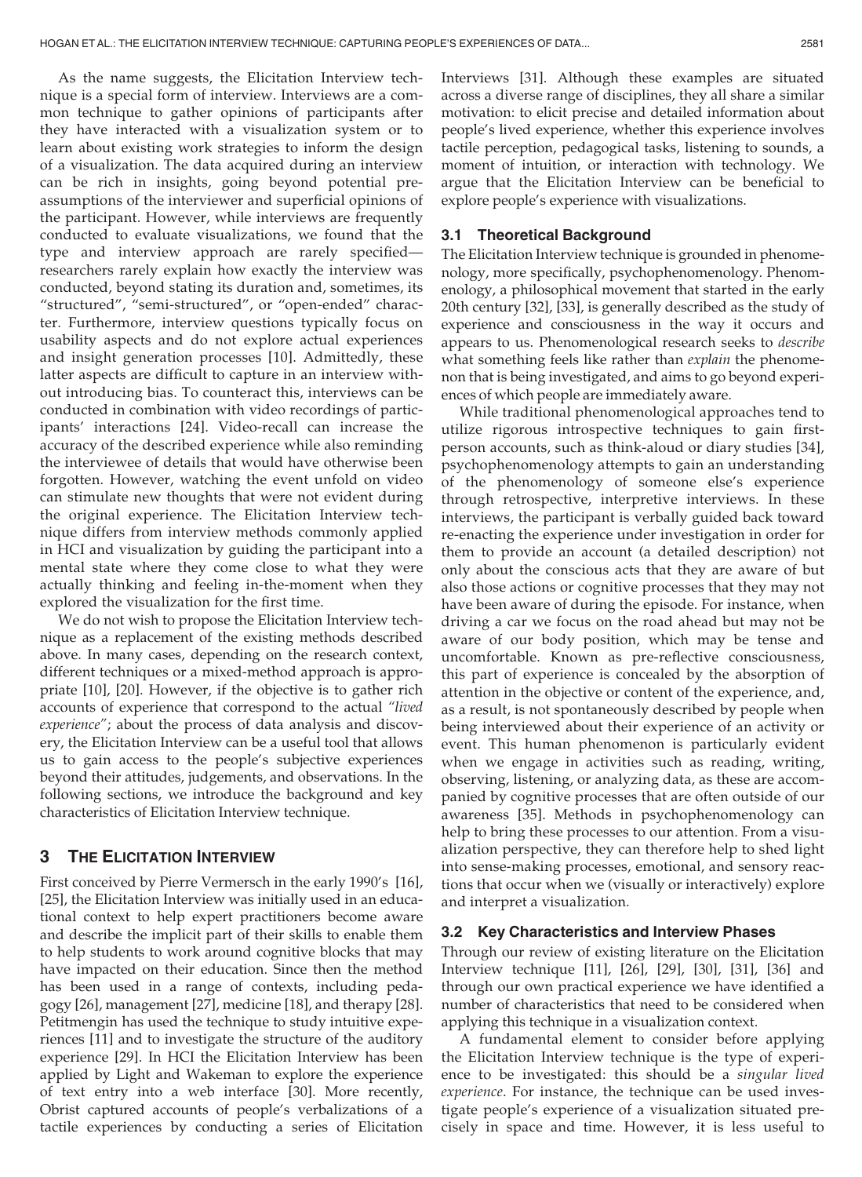As the name suggests, the Elicitation Interview technique is a special form of interview. Interviews are a common technique to gather opinions of participants after they have interacted with a visualization system or to learn about existing work strategies to inform the design of a visualization. The data acquired during an interview can be rich in insights, going beyond potential preassumptions of the interviewer and superficial opinions of the participant. However, while interviews are frequently conducted to evaluate visualizations, we found that the type and interview approach are rarely specified—researchers rarely explain how exactly the interview was conducted, beyond stating its duration and, sometimes, its "structured", "semi-structured", or "open-ended" character. Furthermore, interview questions typically focus on usability aspects and do not explore actual experiences and insight generation processes [10]. Admittedly, these latter aspects are difficult to capture in an interview without introducing bias. To counteract this, interviews can be conducted in combination with video recordings of participants' interactions [24]. Video-recall can increase the accuracy of the described experience while also reminding the interviewee of details that would have otherwise been forgotten. However, watching the event unfold on video can stimulate new thoughts that were not evident during the original experience. The Elicitation Interview technique differs from interview methods commonly applied in HCI and visualization by guiding the participant into a mental state where they come close to what they were actually thinking and feeling in-the-moment when they explored the visualization for the first time.

We do not wish to propose the Elicitation Interview technique as a replacement of the existing methods described above. In many cases, depending on the research context, different techniques or a mixed-method approach is appropriate [10], [20]. However, if the objective is to gather rich accounts of experience that correspond to the actual *"lived experience"*; about the process of data analysis and discovery, the Elicitation Interview can be a useful tool that allows us to gain access to the people's subjective experiences beyond their attitudes, judgements, and observations. In the following sections, we introduce the background and key characteristics of Elicitation Interview technique.

## 3 The Elicitation Interview

First conceived by Pierre Vermersch in the early 1990's [16], [25], the Elicitation Interview was initially used in an educational context to help expert practitioners become aware and describe the implicit part of their skills to enable them to help students to work around cognitive blocks that may have impacted on their education. Since then the method has been used in a range of contexts, including pedagogy [26], management [27], medicine [18], and therapy [28]. Petitmengin has used the technique to study intuitive experiences [11] and to investigate the structure of the auditory experience [29]. In HCI the Elicitation Interview has been applied by Light and Wakeman to explore the experience of text entry into a web interface [30]. More recently, Obrist captured accounts of people's verbalizations of a tactile experiences by conducting a series of Elicitation Interviews [31]. Although these examples are situated across a diverse range of disciplines, they all share a similar motivation: to elicit precise and detailed information about people's lived experience, whether this experience involves tactile perception, pedagogical tasks, listening to sounds, a moment of intuition, or interaction with technology. We argue that the Elicitation Interview can be beneficial to explore people's experience with visualizations.

### 3.1 Theoretical Background

The Elicitation Interview technique is grounded in phenomenology, more specifically, psychophenomenology. Phenomenology, a philosophical movement that started in the early 20th century [32], [33], is generally described as the study of experience and consciousness in the way it occurs and appears to us. Phenomenological research seeks to *describe* what something feels like rather than *explain* the phenomenon that is being investigated, and aims to go beyond experiences of which people are immediately aware.

While traditional phenomenological approaches tend to utilize rigorous introspective techniques to gain first-person accounts, such as think-aloud or diary studies [34], psychophenomenology attempts to gain an understanding of the phenomenology of someone else's experience through retrospective, interpretive interviews. In these interviews, the participant is verbally guided back toward re-enacting the experience under investigation in order for them to provide an account (a detailed description) not only about the conscious acts that they are aware of but also those actions or cognitive processes that they may not have been aware of during the episode. For instance, when driving a car we focus on the road ahead but may not be aware of our body position, which may be tense and uncomfortable. Known as pre-reflective consciousness, this part of experience is concealed by the absorption of attention in the objective or content of the experience, and, as a result, is not spontaneously described by people when being interviewed about their experience of an activity or event. This human phenomenon is particularly evident when we engage in activities such as reading, writing, observing, listening, or analyzing data, as these are accompanied by cognitive processes that are often outside of our awareness [35]. Methods in psychophenomenology can help to bring these processes to our attention. From a visualization perspective, they can therefore help to shed light into sense-making processes, emotional, and sensory reactions that occur when we (visually or interactively) explore and interpret a visualization.

### 3.2 Key Characteristics and Interview Phases

Through our review of existing literature on the Elicitation Interview technique [11], [26], [29], [30], [31], [36] and through our own practical experience we have identified a number of characteristics that need to be considered when applying this technique in a visualization context.

A fundamental element to consider before applying the Elicitation Interview technique is the type of experience to be investigated: this should be a *singular lived experience*. For instance, the technique can be used investigate people's experience of a visualization situated precisely in space and time. However, it is less useful to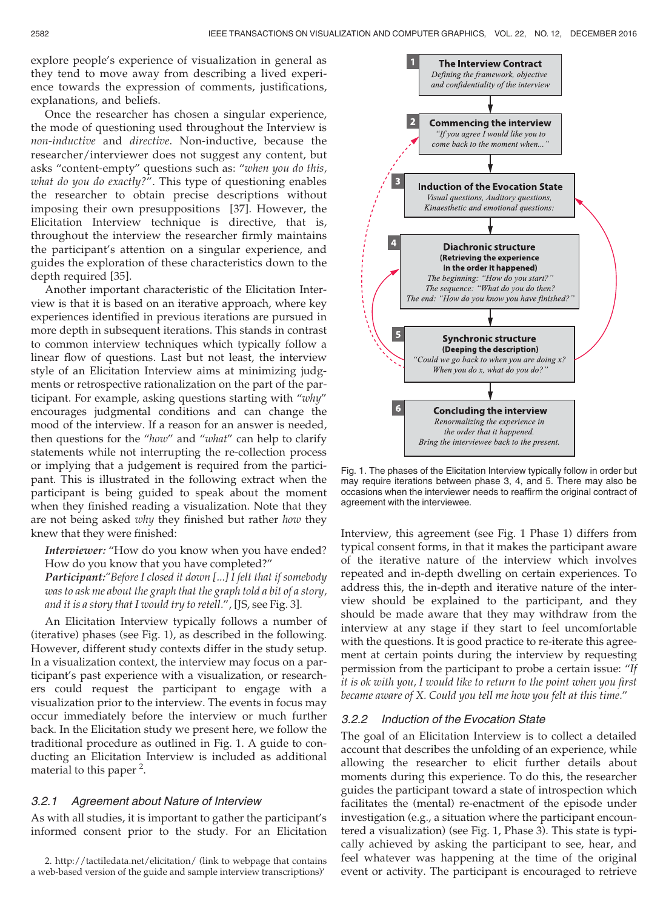explore people's experience of visualization in general as they tend to move away from describing a lived experience towards the expression of comments, justifications, explanations, and beliefs.

Once the researcher has chosen a singular experience, the mode of questioning used throughout the Interview is *non-inductive* and *directive*. Non-inductive, because the researcher/interviewer does not suggest any content, but asks "content-empty" questions such as: "*when you do this, what do you do exactly?*". This type of questioning enables the researcher to obtain precise descriptions without imposing their own presuppositions [37]. However, the Elicitation Interview technique is directive, that is, throughout the interview the researcher firmly maintains the participant's attention on a singular experience, and guides the exploration of these characteristics down to the depth required [35].

Another important characteristic of the Elicitation Interview is that it is based on an iterative approach, where key experiences identified in previous iterations are pursued in more depth in subsequent iterations. This stands in contrast to common interview techniques which typically follow a linear flow of questions. Last but not least, the interview style of an Elicitation Interview aims at minimizing judgments or retrospective rationalization on the part of the participant. For example, asking questions starting with "*why*" encourages judgmental conditions and can change the mood of the interview. If a reason for an answer is needed, then questions for the "*how*" and "*what*" can help to clarify statements while not interrupting the re-collection process or implying that a judgement is required from the participant. This is illustrated in the following extract when the participant is being guided to speak about the moment when they finished reading a visualization. Note that they are not being asked *why* they finished but rather *how* they knew that they were finished:

> ***Interviewer:*** "How do you know when you have ended? How do you know that you have completed?"
> ***Participant:***"*Before I closed it down [...] I felt that if somebody was to ask me about the graph that the graph told a bit of a story, and it is a story that I would try to retell.*", [JS, see Fig. 3].

An Elicitation Interview typically follows a number of (iterative) phases (see Fig. 1), as described in the following. However, different study contexts differ in the study setup. In a visualization context, the interview may focus on a participant's past experience with a visualization, or researchers could request the participant to engage with a visualization prior to the interview. The events in focus may occur immediately before the interview or much further back. In the Elicitation study we present here, we follow the traditional procedure as outlined in Fig. 1. A guide to conducting an Elicitation Interview is included as additional material to this paper [2].

### 3.2.1 Agreement about Nature of Interview

As with all studies, it is important to gather the participant's informed consent prior to the study. For an Elicitation Interview, this agreement (see Fig. 1 Phase 1) differs from typical consent forms, in that it makes the participant aware of the iterative nature of the interview which involves repeated and in-depth dwelling on certain experiences. To address this, the in-depth and iterative nature of the interview should be explained to the participant, and they should be made aware that they may withdraw from the interview at any stage if they start to feel uncomfortable with the questions. It is good practice to re-iterate this agreement at certain points during the interview by requesting permission from the participant to probe a certain issue: "*If it is ok with you, I would like to return to the point when you first became aware of X. Could you tell me how you felt at this time*."

**1 The Interview Contract**
*Defining the framework, objective and confidentiality of the interview*

**2 Commencing the interview**
*"If you agree I would like you to come back to the moment when..."*

**3 Induction of the Evocation State**
*Visual questions, Auditory questions, Kinaesthetic and emotional questions:*

**4 Diachronic structure**
**(Retrieving the experience in the order it happened)**
*The beginning: "How do you start?"*
*The sequence: "What do you do then?"*
*The end: "How do you know you have finished?"*

**5 Synchronic structure**
**(Deeping the description)**
*"Could we go back to when you are doing x? When you do x, what do you do?"*

**6 Concluding the interview**
*Renormalizing the experience in the order that it happened.*
*Bring the interviewee back to the present.*

Fig. 1. The phases of the Elicitation Interview typically follow in order but may require iterations between phase 3, 4, and 5. There may also be occasions when the interviewer needs to reaffirm the original contract of agreement with the interviewee.

### 3.2.2 Induction of the Evocation State

The goal of an Elicitation Interview is to collect a detailed account that describes the unfolding of an experience, while allowing the researcher to elicit further details about moments during this experience. To do this, the researcher guides the participant toward a state of introspection which facilitates the (mental) re-enactment of the episode under investigation (e.g., a situation where the participant encountered a visualization) (see Fig. 1, Phase 3). This state is typically achieved by asking the participant to see, hear, and feel whatever was happening at the time of the original event or activity. The participant is encouraged to retrieve

2. http://tactiledata.net/elicitation/ (link to webpage that contains a web-based version of the guide and sample interview transcriptions)'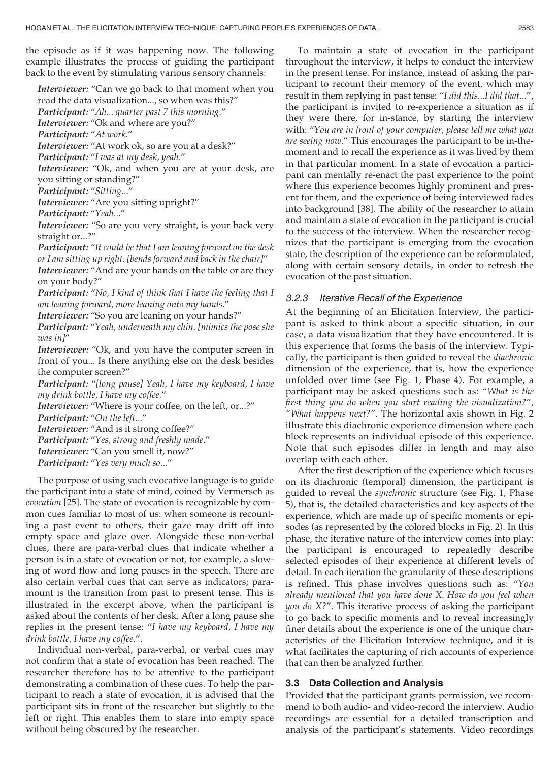the episode as if it was happening now. The following example illustrates the process of guiding the participant back to the event by stimulating various sensory channels:

***Interviewer:*** "Can we go back to that moment when you read the data visualization..., so when was this?"
***Participant:*** "*Ah... quarter past 7 this morning.*"
***Interviewer:*** "Ok and where are you?"
***Participant:*** "*At work.*"
***Interviewer:*** "At work ok, so are you at a desk?"
***Participant:*** "*I was at my desk, yeah.*"
***Interviewer:*** "Ok, and when you are at your desk, are you sitting or standing?"
***Participant:*** "*Sitting...*"
***Interviewer:*** "Are you sitting upright?"
***Participant:*** "*Yeah...*"
***Interviewer:*** "So are you very straight, is your back very straight or...?"
***Participant:*** "*It could be that I am leaning forward on the desk or I am sitting up right. [bends forward and back in the chair]*"
***Interviewer:*** "And are your hands on the table or are they on your body?"
***Participant:*** "*No, I kind of think that I have the feeling that I am leaning forward, more leaning onto my hands.*"
***Interviewer:*** "So you are leaning on your hands?"
***Participant:*** "*Yeah, underneath my chin. [mimics the pose she was in]*"
***Interviewer:*** "Ok, and you have the computer screen in front of you... Is there anything else on the desk besides the computer screen?"
***Participant:*** "*[long pause] Yeah, I have my keyboard, I have my drink bottle, I have my coffee.*"
***Interviewer:*** "Where is your coffee, on the left, or...?"
***Participant:*** "*On the left...*"
***Interviewer:*** "And is it strong coffee?"
***Participant:*** "*Yes, strong and freshly made.*"
***Interviewer:*** "Can you smell it, now?"
***Participant:*** "*Yes very much so...*"

The purpose of using such evocative language is to guide the participant into a state of mind, coined by Vermersch as *evocation* [25]. The state of evocation is recognizable by common cues familiar to most of us: when someone is recounting a past event to others, their gaze may drift off into empty space and glaze over. Alongside these non-verbal clues, there are para-verbal clues that indicate whether a person is in a state of evocation or not, for example, a slowing of word flow and long pauses in the speech. There are also certain verbal cues that can serve as indicators; paramount is the transition from past to present tense. This is illustrated in the excerpt above, when the participant is asked about the contents of her desk. After a long pause she replies in the present tense: "*I have my keyboard, I have my drink bottle, I have my coffee.*".

Individual non-verbal, para-verbal, or verbal cues may not confirm that a state of evocation has been reached. The researcher therefore has to be attentive to the participant demonstrating a combination of these cues. To help the participant to reach a state of evocation, it is advised that the participant sits in front of the researcher but slightly to the left or right. This enables them to stare into empty space without being obscured by the researcher.

To maintain a state of evocation in the participant throughout the interview, it helps to conduct the interview in the present tense. For instance, instead of asking the participant to recount their memory of the event, which may result in them replying in past tense: "*I did this...I did that...*", the participant is invited to re-experience a situation as if they were there, for in-stance, by starting the interview with: "*You are in front of your computer, please tell me what you are seeing now.*" This encourages the participant to be in-the-moment and to recall the experience as it was lived by them in that particular moment. In a state of evocation a participant can mentally re-enact the past experience to the point where this experience becomes highly prominent and present for them, and the experience of being interviewed fades into background [38]. The ability of the researcher to attain and maintain a state of evocation in the participant is crucial to the success of the interview. When the researcher recognizes that the participant is emerging from the evocation state, the description of the experience can be reformulated, along with certain sensory details, in order to refresh the evocation of the past situation.

#### 3.2.3 Iterative Recall of the Experience

At the beginning of an Elicitation Interview, the participant is asked to think about a specific situation, in our case, a data visualization that they have encountered. It is this experience that forms the basis of the interview. Typically, the participant is then guided to reveal the *diachronic* dimension of the experience, that is, how the experience unfolded over time (see Fig. 1, Phase 4). For example, a participant may be asked questions such as: "*What is the first thing you do when you start reading the visualization?*", "*What happens next?*". The horizontal axis shown in Fig. 2 illustrate this diachronic experience dimension where each block represents an individual episode of this experience. Note that such episodes differ in length and may also overlap with each other.

After the first description of the experience which focuses on its diachronic (temporal) dimension, the participant is guided to reveal the *synchronic* structure (see Fig. 1, Phase 5), that is, the detailed characteristics and key aspects of the experience, which are made up of specific moments or episodes (as represented by the colored blocks in Fig. 2). In this phase, the iterative nature of the interview comes into play: the participant is encouraged to repeatedly describe selected episodes of their experience at different levels of detail. In each iteration the granularity of these descriptions is refined. This phase involves questions such as: "*You already mentioned that you have done X. How do you feel when you do X?*". This iterative process of asking the participant to go back to specific moments and to reveal increasingly finer details about the experience is one of the unique characteristics of the Elicitation Interview technique, and it is what facilitates the capturing of rich accounts of experience that can then be analyzed further.

### 3.3 Data Collection and Analysis

Provided that the participant grants permission, we recommend to both audio- and video-record the interview. Audio recordings are essential for a detailed transcription and analysis of the participant's statements. Video recordings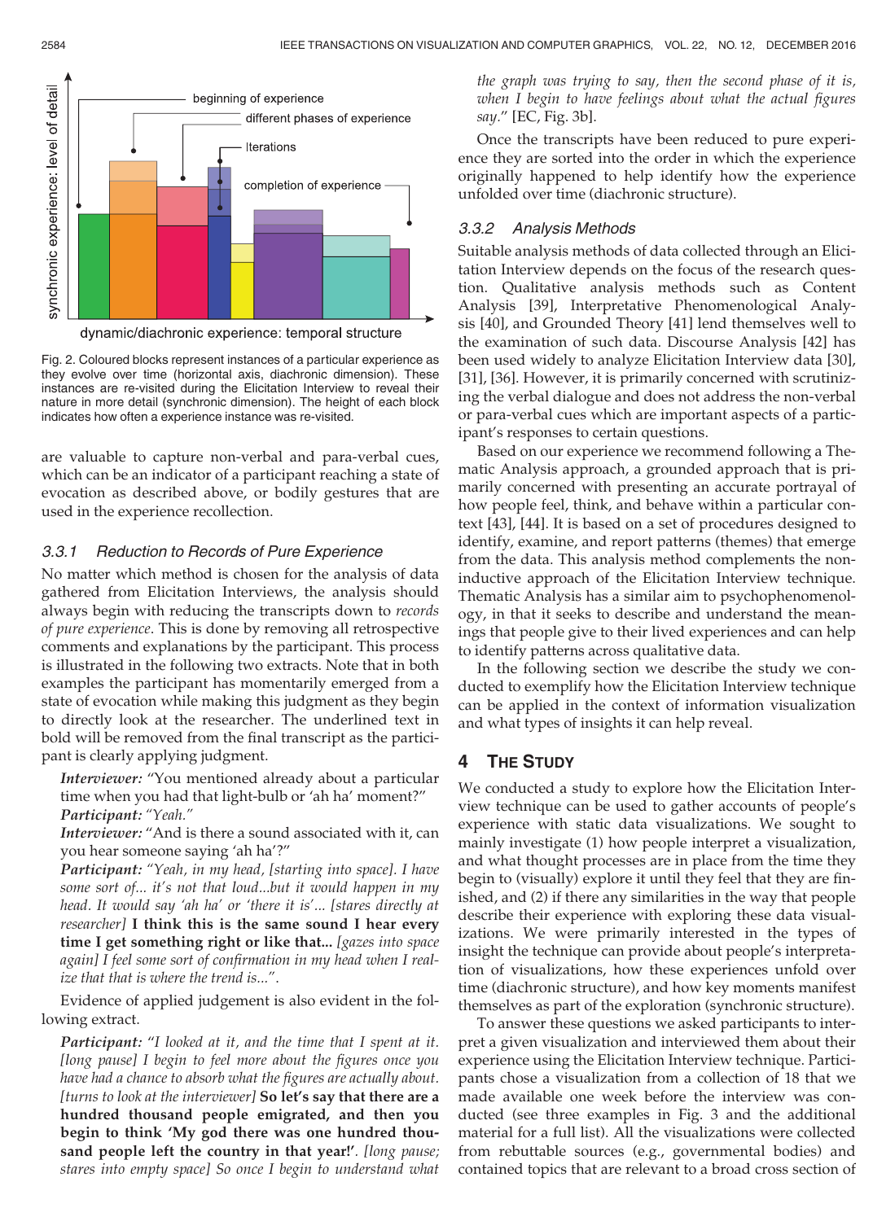synchronic experience: level of detail

beginning of experience

different phases of experience

Iterations

completion of experience

dynamic/diachronic experience: temporal structure

Fig. 2. Coloured blocks represent instances of a particular experience as they evolve over time (horizontal axis, diachronic dimension). These instances are re-visited during the Elicitation Interview to reveal their nature in more detail (synchronic dimension). The height of each block indicates how often a experience instance was re-visited.

are valuable to capture non-verbal and para-verbal cues, which can be an indicator of a participant reaching a state of evocation as described above, or bodily gestures that are used in the experience recollection.

### 3.3.1 Reduction to Records of Pure Experience

No matter which method is chosen for the analysis of data gathered from Elicitation Interviews, the analysis should always begin with reducing the transcripts down to *records of pure experience*. This is done by removing all retrospective comments and explanations by the participant. This process is illustrated in the following two extracts. Note that in both examples the participant has momentarily emerged from a state of evocation while making this judgment as they begin to directly look at the researcher. The underlined text in bold will be removed from the final transcript as the participant is clearly applying judgment.

> ***Interviewer:*** "You mentioned already about a particular time when you had that light-bulb or 'ah ha' moment?"
> ***Participant:*** *"Yeah."*
> ***Interviewer:*** "And is there a sound associated with it, can you hear someone saying 'ah ha'?"
> ***Participant:*** *"Yeah, in my head, [starting into space]. I have some sort of... it's not that loud...but it would happen in my head. It would say 'ah ha' or 'there it is'... [stares directly at researcher]* **I think this is the same sound I hear every time I get something right or like that...** *[gazes into space again] I feel some sort of confirmation in my head when I realize that that is where the trend is...".*

Evidence of applied judgement is also evident in the following extract.

> ***Participant:*** *"I looked at it, and the time that I spent at it. [long pause] I begin to feel more about the figures once you have had a chance to absorb what the figures are actually about. [turns to look at the interviewer]* **So let's say that there are a hundred thousand people emigrated, and then you begin to think 'My god there was one hundred thousand people left the country in that year!'**. *[long pause; stares into empty space] So once I begin to understand what the graph was trying to say, then the second phase of it is, when I begin to have feelings about what the actual figures say."* [EC, Fig. 3b].

Once the transcripts have been reduced to pure experience they are sorted into the order in which the experience originally happened to help identify how the experience unfolded over time (diachronic structure).

### 3.3.2 Analysis Methods

Suitable analysis methods of data collected through an Elicitation Interview depends on the focus of the research question. Qualitative analysis methods such as Content Analysis [39], Interpretative Phenomenological Analysis [40], and Grounded Theory [41] lend themselves well to the examination of such data. Discourse Analysis [42] has been used widely to analyze Elicitation Interview data [30], [31], [36]. However, it is primarily concerned with scrutinizing the verbal dialogue and does not address the non-verbal or para-verbal cues which are important aspects of a participant's responses to certain questions.

Based on our experience we recommend following a Thematic Analysis approach, a grounded approach that is primarily concerned with presenting an accurate portrayal of how people feel, think, and behave within a particular context [43], [44]. It is based on a set of procedures designed to identify, examine, and report patterns (themes) that emerge from the data. This analysis method complements the non-inductive approach of the Elicitation Interview technique. Thematic Analysis has a similar aim to psychophenomenology, in that it seeks to describe and understand the meanings that people give to their lived experiences and can help to identify patterns across qualitative data.

In the following section we describe the study we conducted to exemplify how the Elicitation Interview technique can be applied in the context of information visualization and what types of insights it can help reveal.

## 4 The Study

We conducted a study to explore how the Elicitation Interview technique can be used to gather accounts of people's experience with static data visualizations. We sought to mainly investigate (1) how people interpret a visualization, and what thought processes are in place from the time they begin to (visually) explore it until they feel that they are finished, and (2) if there any similarities in the way that people describe their experience with exploring these data visualizations. We were primarily interested in the types of insight the technique can provide about people's interpretation of visualizations, how these experiences unfold over time (diachronic structure), and how key moments manifest themselves as part of the exploration (synchronic structure).

To answer these questions we asked participants to interpret a given visualization and interviewed them about their experience using the Elicitation Interview technique. Participants chose a visualization from a collection of 18 that we made available one week before the interview was conducted (see three examples in Fig. 3 and the additional material for a full list). All the visualizations were collected from rebuttable sources (e.g., governmental bodies) and contained topics that are relevant to a broad cross section of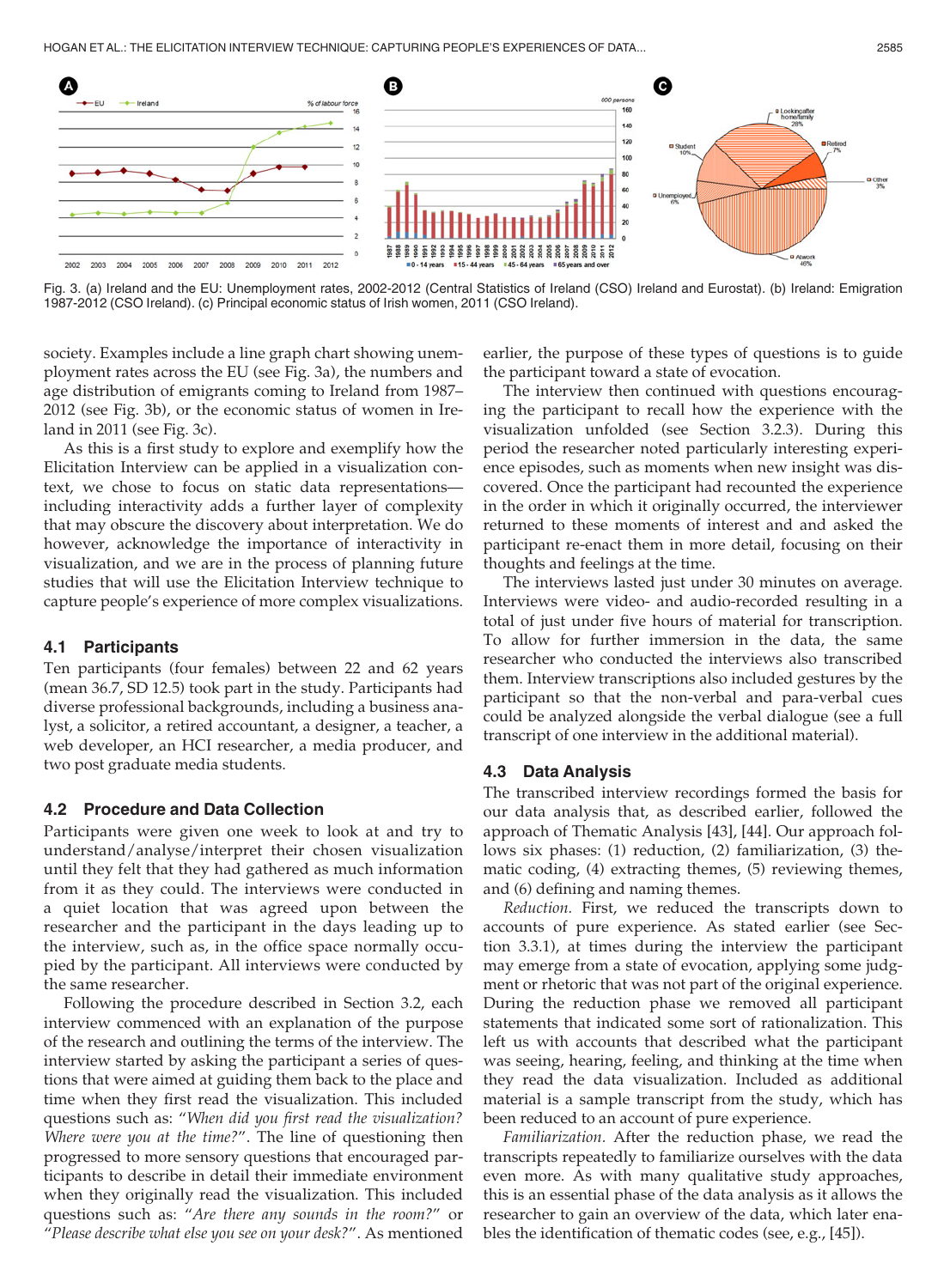Fig. 3. (a) Ireland and the EU: Unemployment rates, 2002-2012 (Central Statistics of Ireland (CSO) Ireland and Eurostat). (b) Ireland: Emigration 1987-2012 (CSO Ireland). (c) Principal economic status of Irish women, 2011 (CSO Ireland).

society. Examples include a line graph chart showing unemployment rates across the EU (see Fig. 3a), the numbers and age distribution of emigrants coming to Ireland from 1987–2012 (see Fig. 3b), or the economic status of women in Ireland in 2011 (see Fig. 3c).

As this is a first study to explore and exemplify how the Elicitation Interview can be applied in a visualization context, we chose to focus on static data representations—including interactivity adds a further layer of complexity that may obscure the discovery about interpretation. We do however, acknowledge the importance of interactivity in visualization, and we are in the process of planning future studies that will use the Elicitation Interview technique to capture people's experience of more complex visualizations.

### 4.1 Participants

Ten participants (four females) between 22 and 62 years (mean 36.7, SD 12.5) took part in the study. Participants had diverse professional backgrounds, including a business analyst, a solicitor, a retired accountant, a designer, a teacher, a web developer, an HCI researcher, a media producer, and two post graduate media students.

### 4.2 Procedure and Data Collection

Participants were given one week to look at and try to understand/analyse/interpret their chosen visualization until they felt that they had gathered as much information from it as they could. The interviews were conducted in a quiet location that was agreed upon between the researcher and the participant in the days leading up to the interview, such as, in the office space normally occupied by the participant. All interviews were conducted by the same researcher.

Following the procedure described in Section 3.2, each interview commenced with an explanation of the purpose of the research and outlining the terms of the interview. The interview started by asking the participant a series of questions that were aimed at guiding them back to the place and time when they first read the visualization. This included questions such as: "*When did you first read the visualization? Where were you at the time?*". The line of questioning then progressed to more sensory questions that encouraged participants to describe in detail their immediate environment when they originally read the visualization. This included questions such as: "*Are there any sounds in the room?*" or "*Please describe what else you see on your desk?*". As mentioned earlier, the purpose of these types of questions is to guide the participant toward a state of evocation.

The interview then continued with questions encouraging the participant to recall how the experience with the visualization unfolded (see Section 3.2.3). During this period the researcher noted particularly interesting experience episodes, such as moments when new insight was discovered. Once the participant had recounted the experience in the order in which it originally occurred, the interviewer returned to these moments of interest and and asked the participant re-enact them in more detail, focusing on their thoughts and feelings at the time.

The interviews lasted just under 30 minutes on average. Interviews were video- and audio-recorded resulting in a total of just under five hours of material for transcription. To allow for further immersion in the data, the same researcher who conducted the interviews also transcribed them. Interview transcriptions also included gestures by the participant so that the non-verbal and para-verbal cues could be analyzed alongside the verbal dialogue (see a full transcript of one interview in the additional material).

### 4.3 Data Analysis

The transcribed interview recordings formed the basis for our data analysis that, as described earlier, followed the approach of Thematic Analysis [43], [44]. Our approach follows six phases: (1) reduction, (2) familiarization, (3) thematic coding, (4) extracting themes, (5) reviewing themes, and (6) defining and naming themes.

*Reduction.* First, we reduced the transcripts down to accounts of pure experience. As stated earlier (see Section 3.3.1), at times during the interview the participant may emerge from a state of evocation, applying some judgment or rhetoric that was not part of the original experience. During the reduction phase we removed all participant statements that indicated some sort of rationalization. This left us with accounts that described what the participant was seeing, hearing, feeling, and thinking at the time when they read the data visualization. Included as additional material is a sample transcript from the study, which has been reduced to an account of pure experience.

*Familiarization.* After the reduction phase, we read the transcripts repeatedly to familiarize ourselves with the data even more. As with many qualitative study approaches, this is an essential phase of the data analysis as it allows the researcher to gain an overview of the data, which later enables the identification of thematic codes (see, e.g., [45]).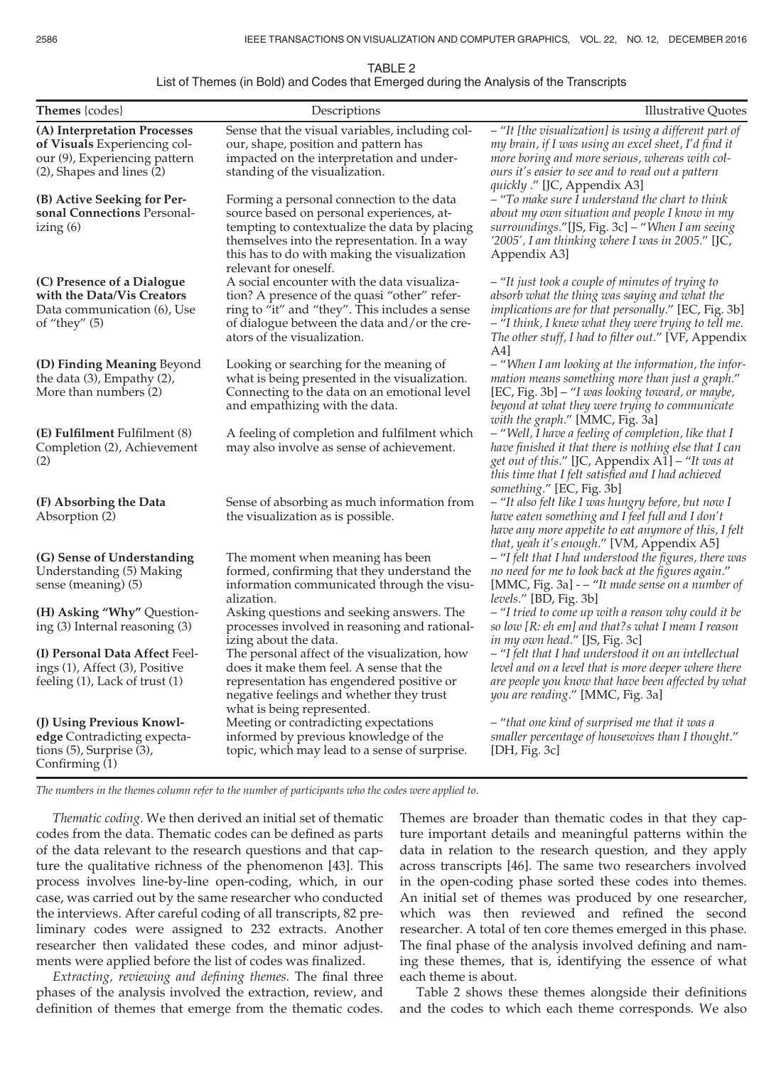TABLE 2
List of Themes (in Bold) and Codes that Emerged during the Analysis of the Transcripts

| Themes {codes} | Descriptions | Illustrative Quotes |
|---|---|---|
| **(A) Interpretation Processes of Visuals** Experiencing colour (9), Experiencing pattern (2), Shapes and lines (2) | Sense that the visual variables, including colour, shape, position and pattern has impacted on the interpretation and understanding of the visualization. | – "*It [the visualization] is using a different part of my brain, if I was using an excel sheet, I'd find it more boring and more serious, whereas with colours it's easier to see and to read out a pattern quickly* ." [JC, Appendix A3] |
| **(B) Active Seeking for Personal Connections** Personalizing (6) | Forming a personal connection to the data source based on personal experiences, attempting to contextualize the data by placing themselves into the representation. In a way this has to do with making the visualization relevant for oneself. | – "*To make sure I understand the chart to think about my own situation and people I know in my surroundings*."[JS, Fig. 3c] – "*When I am seeing '2005', I am thinking where I was in 2005*." [JC, Appendix A3] |
| **(C) Presence of a Dialogue with the Data/Vis Creators** Data communication (6), Use of "they" (5) | A social encounter with the data visualization? A presence of the quasi "other" referring to "it" and "they". This includes a sense of dialogue between the data and/or the creators of the visualization. | – "*It just took a couple of minutes of trying to absorb what the thing was saying and what the implications are for that personally*." [EC, Fig. 3b] – "*I think, I knew what they were trying to tell me. The other stuff, I had to filter out*." [VF, Appendix A4] |
| **(D) Finding Meaning** Beyond the data (3), Empathy (2), More than numbers (2) | Looking or searching for the meaning of what is being presented in the visualization. Connecting to the data on an emotional level and empathizing with the data. | – "*When I am looking at the information, the information means something more than just a graph*." [EC, Fig. 3b] – "*I was looking toward, or maybe, beyond at what they were trying to communicate with the graph*." [MMC, Fig. 3a] |
| **(E) Fulfilment** Fulfilment (8) Completion (2), Achievement (2) | A feeling of completion and fulfilment which may also involve as sense of achievement. | – "*Well, I have a feeling of completion, like that I have finished it that there is nothing else that I can get out of this*." [JC, Appendix A1] – "*It was at this time that I felt satisfied and I had achieved something*." [EC, Fig. 3b] |
| **(F) Absorbing the Data** Absorption (2) | Sense of absorbing as much information from the visualization as is possible. | – "*It also felt like I was hungry before, but now I have eaten something and I feel full and I don't have any more appetite to eat anymore of this, I felt that, yeah it's enough*." [VM, Appendix A5] |
| **(G) Sense of Understanding** Understanding (5) Making sense (meaning) (5) | The moment when meaning has been formed, confirming that they understand the information communicated through the visualization. | – "*I felt that I had understood the figures, there was no need for me to look back at the figures again*." [MMC, Fig. 3a] - – "*It made sense on a number of levels*." [BD, Fig. 3b] |
| **(H) Asking "Why"** Questioning (3) Internal reasoning (3) | Asking questions and seeking answers. The processes involved in reasoning and rationalizing about the data. | – "*I tried to come up with a reason why could it be so low [R: eh em] and that?s what I mean I reason in my own head*." [JS, Fig. 3c] |
| **(I) Personal Data Affect** Feelings (1), Affect (3), Positive feeling (1), Lack of trust (1) | The personal affect of the visualization, how does it make them feel. A sense that the representation has engendered positive or negative feelings and whether they trust what is being represented. | – "*I felt that I had understood it on an intellectual level and on a level that is more deeper where there are people you know that have been affected by what you are reading*." [MMC, Fig. 3a] |
| **(J) Using Previous Knowledge** Contradicting expectations (5), Surprise (3), Confirming (1) | Meeting or contradicting expectations informed by previous knowledge of the topic, which may lead to a sense of surprise. | – "*that one kind of surprised me that it was a smaller percentage of housewives than I thought*." [DH, Fig. 3c] |

*The numbers in the themes column refer to the number of participants who the codes were applied to.*

*Thematic coding.* We then derived an initial set of thematic codes from the data. Thematic codes can be defined as parts of the data relevant to the research questions and that capture the qualitative richness of the phenomenon [43]. This process involves line-by-line open-coding, which, in our case, was carried out by the same researcher who conducted the interviews. After careful coding of all transcripts, 82 preliminary codes were assigned to 232 extracts. Another researcher then validated these codes, and minor adjustments were applied before the list of codes was finalized.

*Extracting, reviewing and defining themes.* The final three phases of the analysis involved the extraction, review, and definition of themes that emerge from the thematic codes. Themes are broader than thematic codes in that they capture important details and meaningful patterns within the data in relation to the research question, and they apply across transcripts [46]. The same two researchers involved in the open-coding phase sorted these codes into themes. An initial set of themes was produced by one researcher, which was then reviewed and refined the second researcher. A total of ten core themes emerged in this phase. The final phase of the analysis involved defining and naming these themes, that is, identifying the essence of what each theme is about.

Table 2 shows these themes alongside their definitions and the codes to which each theme corresponds. We also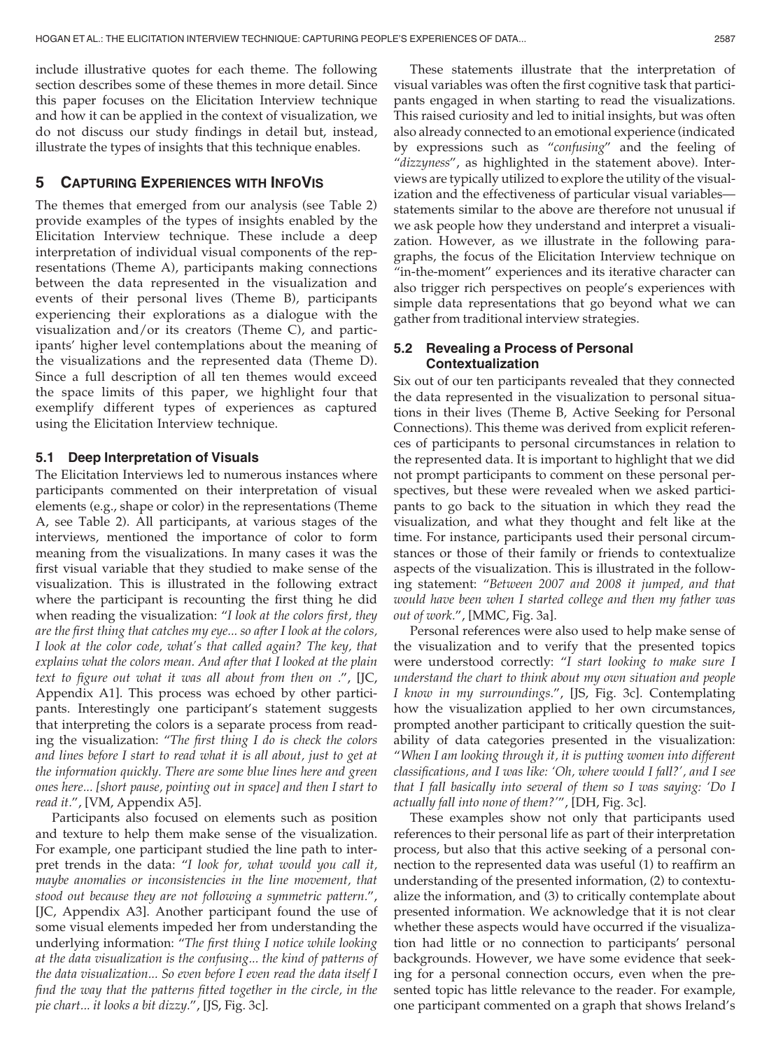include illustrative quotes for each theme. The following section describes some of these themes in more detail. Since this paper focuses on the Elicitation Interview technique and how it can be applied in the context of visualization, we do not discuss our study findings in detail but, instead, illustrate the types of insights that this technique enables.

## 5 Capturing Experiences with InfoVis

The themes that emerged from our analysis (see Table 2) provide examples of the types of insights enabled by the Elicitation Interview technique. These include a deep interpretation of individual visual components of the representations (Theme A), participants making connections between the data represented in the visualization and events of their personal lives (Theme B), participants experiencing their explorations as a dialogue with the visualization and/or its creators (Theme C), and participants' higher level contemplations about the meaning of the visualizations and the represented data (Theme D). Since a full description of all ten themes would exceed the space limits of this paper, we highlight four that exemplify different types of experiences as captured using the Elicitation Interview technique.

### 5.1 Deep Interpretation of Visuals

The Elicitation Interviews led to numerous instances where participants commented on their interpretation of visual elements (e.g., shape or color) in the representations (Theme A, see Table 2). All participants, at various stages of the interviews, mentioned the importance of color to form meaning from the visualizations. In many cases it was the first visual variable that they studied to make sense of the visualization. This is illustrated in the following extract where the participant is recounting the first thing he did when reading the visualization: "*I look at the colors first, they are the first thing that catches my eye... so after I look at the colors, I look at the color code, what's that called again? The key, that explains what the colors mean. And after that I looked at the plain text to figure out what it was all about from then on .*", [JC, Appendix A1]. This process was echoed by other participants. Interestingly one participant's statement suggests that interpreting the colors is a separate process from reading the visualization: "*The first thing I do is check the colors and lines before I start to read what it is all about, just to get at the information quickly. There are some blue lines here and green ones here... [short pause, pointing out in space] and then I start to read it.*", [VM, Appendix A5].

Participants also focused on elements such as position and texture to help them make sense of the visualization. For example, one participant studied the line path to interpret trends in the data: "*I look for, what would you call it, maybe anomalies or inconsistencies in the line movement, that stood out because they are not following a symmetric pattern.*", [JC, Appendix A3]. Another participant found the use of some visual elements impeded her from understanding the underlying information: "*The first thing I notice while looking at the data visualization is the confusing... the kind of patterns of the data visualization... So even before I even read the data itself I find the way that the patterns fitted together in the circle, in the pie chart... it looks a bit dizzy.*", [JS, Fig. 3c].

These statements illustrate that the interpretation of visual variables was often the first cognitive task that participants engaged in when starting to read the visualizations. This raised curiosity and led to initial insights, but was often also already connected to an emotional experience (indicated by expressions such as "*confusing*" and the feeling of "*dizzyness*", as highlighted in the statement above). Interviews are typically utilized to explore the utility of the visualization and the effectiveness of particular visual variables—statements similar to the above are therefore not unusual if we ask people how they understand and interpret a visualization. However, as we illustrate in the following paragraphs, the focus of the Elicitation Interview technique on "in-the-moment" experiences and its iterative character can also trigger rich perspectives on people's experiences with simple data representations that go beyond what we can gather from traditional interview strategies.

### 5.2 Revealing a Process of Personal Contextualization

Six out of our ten participants revealed that they connected the data represented in the visualization to personal situations in their lives (Theme B, Active Seeking for Personal Connections). This theme was derived from explicit references of participants to personal circumstances in relation to the represented data. It is important to highlight that we did not prompt participants to comment on these personal perspectives, but these were revealed when we asked participants to go back to the situation in which they read the visualization, and what they thought and felt like at the time. For instance, participants used their personal circumstances or those of their family or friends to contextualize aspects of the visualization. This is illustrated in the following statement: "*Between 2007 and 2008 it jumped, and that would have been when I started college and then my father was out of work.*", [MMC, Fig. 3a].

Personal references were also used to help make sense of the visualization and to verify that the presented topics were understood correctly: "*I start looking to make sure I understand the chart to think about my own situation and people I know in my surroundings.*", [JS, Fig. 3c]. Contemplating how the visualization applied to her own circumstances, prompted another participant to critically question the suitability of data categories presented in the visualization: "*When I am looking through it, it is putting women into different classifications, and I was like: 'Oh, where would I fall?', and I see that I fall basically into several of them so I was saying: 'Do I actually fall into none of them?'*", [DH, Fig. 3c].

These examples show not only that participants used references to their personal life as part of their interpretation process, but also that this active seeking of a personal connection to the represented data was useful (1) to reaffirm an understanding of the presented information, (2) to contextualize the information, and (3) to critically contemplate about presented information. We acknowledge that it is not clear whether these aspects would have occurred if the visualization had little or no connection to participants' personal backgrounds. However, we have some evidence that seeking for a personal connection occurs, even when the presented topic has little relevance to the reader. For example, one participant commented on a graph that shows Ireland's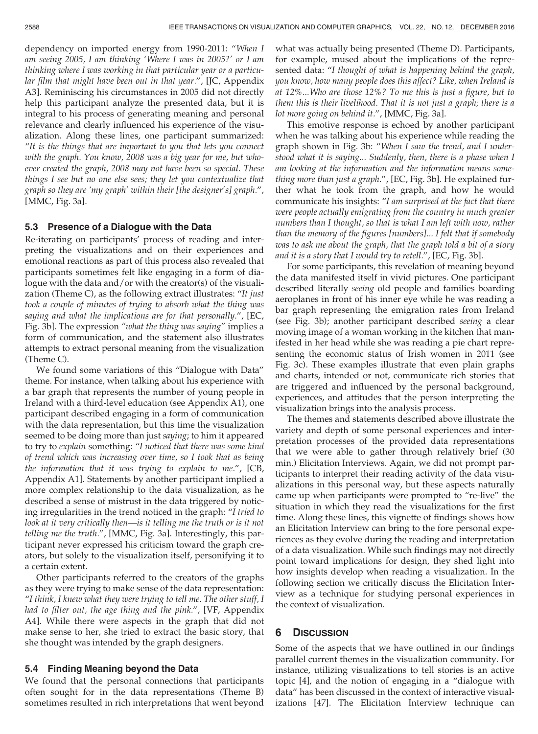dependency on imported energy from 1990-2011: "*When I am seeing 2005, I am thinking 'Where I was in 2005?' or I am thinking where I was working in that particular year or a particular film that might have been out in that year.*", [JC, Appendix A3]. Reminiscing his circumstances in 2005 did not directly help this participant analyze the presented data, but it is integral to his process of generating meaning and personal relevance and clearly influenced his experience of the visualization. Along these lines, one participant summarized: "*It is the things that are important to you that lets you connect with the graph. You know, 2008 was a big year for me, but whoever created the graph, 2008 may not have been so special. These things I see but no one else sees; they let you contextualize that graph so they are 'my graph' within their [the designer's] graph.*", [MMC, Fig. 3a].

### 5.3 Presence of a Dialogue with the Data

Re-iterating on participants' process of reading and interpreting the visualizations and on their experiences and emotional reactions as part of this process also revealed that participants sometimes felt like engaging in a form of dialogue with the data and/or with the creator(s) of the visualization (Theme C), as the following extract illustrates: "*It just took a couple of minutes of trying to absorb what the thing was saying and what the implications are for that personally.*", [EC, Fig. 3b]. The expression "*what the thing was saying*" implies a form of communication, and the statement also illustrates attempts to extract personal meaning from the visualization (Theme C).

We found some variations of this "Dialogue with Data" theme. For instance, when talking about his experience with a bar graph that represents the number of young people in Ireland with a third-level education (see Appendix A1), one participant described engaging in a form of communication with the data representation, but this time the visualization seemed to be doing more than just *saying*; to him it appeared to try to *explain* something: "*I noticed that there was some kind of trend which was increasing over time, so I took that as being the information that it was trying to explain to me.*", [CB, Appendix A1]. Statements by another participant implied a more complex relationship to the data visualization, as he described a sense of mistrust in the data triggered by noticing irregularities in the trend noticed in the graph: "*I tried to look at it very critically then—is it telling me the truth or is it not telling me the truth.*", [MMC, Fig. 3a]. Interestingly, this participant never expressed his criticism toward the graph creators, but solely to the visualization itself, personifying it to a certain extent.

Other participants referred to the creators of the graphs as they were trying to make sense of the data representation: "*I think, I knew what they were trying to tell me. The other stuff, I had to filter out, the age thing and the pink.*", [VF, Appendix A4]. While there were aspects in the graph that did not make sense to her, she tried to extract the basic story, that she thought was intended by the graph designers.

### 5.4 Finding Meaning beyond the Data

We found that the personal connections that participants often sought for in the data representations (Theme B) sometimes resulted in rich interpretations that went beyond what was actually being presented (Theme D). Participants, for example, mused about the implications of the represented data: "*I thought of what is happening behind the graph, you know, how many people does this affect? Like, when Ireland is at 12%...Who are those 12%? To me this is just a figure, but to them this is their livelihood. That it is not just a graph; there is a lot more going on behind it.*", [MMC, Fig. 3a].

This emotive response is echoed by another participant when he was talking about his experience while reading the graph shown in Fig. 3b: "*When I saw the trend, and I understood what it is saying... Suddenly, then, there is a phase when I am looking at the information and the information means something more than just a graph.*", [EC, Fig. 3b]. He explained further what he took from the graph, and how he would communicate his insights: "*I am surprised at the fact that there were people actually emigrating from the country in much greater numbers than I thought, so that is what I am left with now, rather than the memory of the figures [numbers]... I felt that if somebody was to ask me about the graph, that the graph told a bit of a story and it is a story that I would try to retell.*", [EC, Fig. 3b].

For some participants, this revelation of meaning beyond the data manifested itself in vivid pictures. One participant described literally *seeing* old people and families boarding aeroplanes in front of his inner eye while he was reading a bar graph representing the emigration rates from Ireland (see Fig. 3b); another participant described *seeing* a clear moving image of a woman working in the kitchen that manifested in her head while she was reading a pie chart representing the economic status of Irish women in 2011 (see Fig. 3c). These examples illustrate that even plain graphs and charts, intended or not, communicate rich stories that are triggered and influenced by the personal background, experiences, and attitudes that the person interpreting the visualization brings into the analysis process.

The themes and statements described above illustrate the variety and depth of some personal experiences and interpretation processes of the provided data representations that we were able to gather through relatively brief (30 min.) Elicitation Interviews. Again, we did not prompt participants to interpret their reading activity of the data visualizations in this personal way, but these aspects naturally came up when participants were prompted to "re-live" the situation in which they read the visualizations for the first time. Along these lines, this vignette of findings shows how an Elicitation Interview can bring to the fore personal experiences as they evolve during the reading and interpretation of a data visualization. While such findings may not directly point toward implications for design, they shed light into how insights develop when reading a visualization. In the following section we critically discuss the Elicitation Interview as a technique for studying personal experiences in the context of visualization.

## 6 Discussion

Some of the aspects that we have outlined in our findings parallel current themes in the visualization community. For instance, utilizing visualizations to tell stories is an active topic [4], and the notion of engaging in a "dialogue with data" has been discussed in the context of interactive visualizations [47]. The Elicitation Interview technique can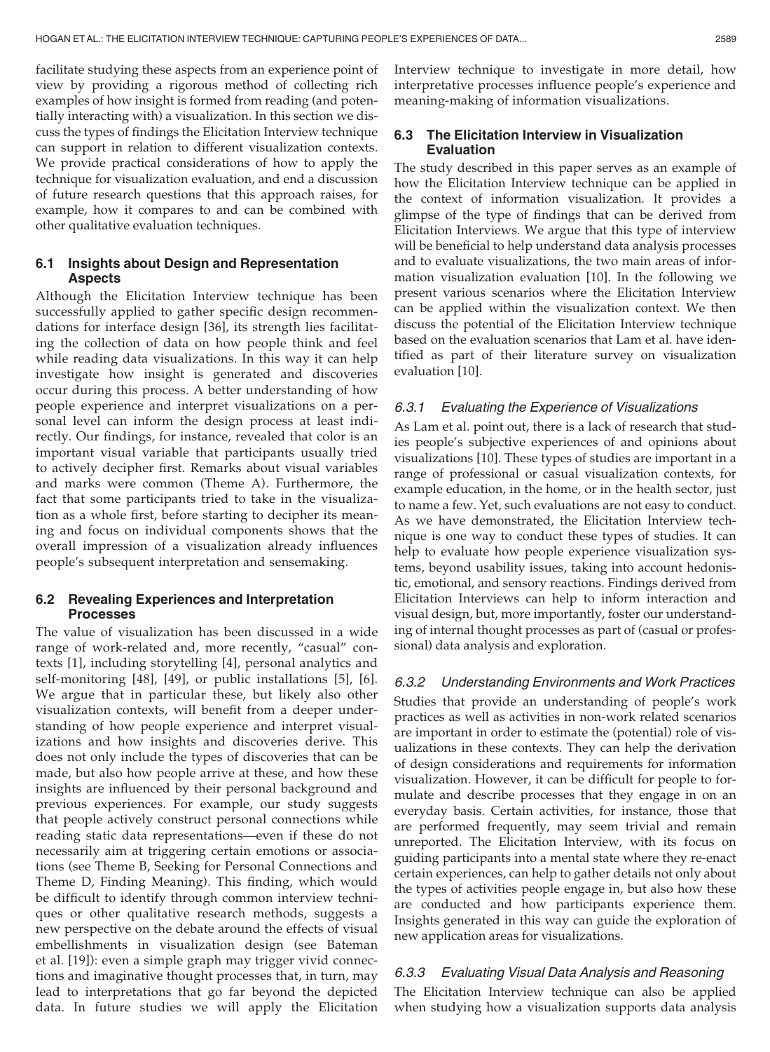facilitate studying these aspects from an experience point of view by providing a rigorous method of collecting rich examples of how insight is formed from reading (and potentially interacting with) a visualization. In this section we discuss the types of findings the Elicitation Interview technique can support in relation to different visualization contexts. We provide practical considerations of how to apply the technique for visualization evaluation, and end a discussion of future research questions that this approach raises, for example, how it compares to and can be combined with other qualitative evaluation techniques.

### 6.1 Insights about Design and Representation Aspects

Although the Elicitation Interview technique has been successfully applied to gather specific design recommendations for interface design [36], its strength lies facilitating the collection of data on how people think and feel while reading data visualizations. In this way it can help investigate how insight is generated and discoveries occur during this process. A better understanding of how people experience and interpret visualizations on a personal level can inform the design process at least indirectly. Our findings, for instance, revealed that color is an important visual variable that participants usually tried to actively decipher first. Remarks about visual variables and marks were common (Theme A). Furthermore, the fact that some participants tried to take in the visualization as a whole first, before starting to decipher its meaning and focus on individual components shows that the overall impression of a visualization already influences people's subsequent interpretation and sensemaking.

### 6.2 Revealing Experiences and Interpretation Processes

The value of visualization has been discussed in a wide range of work-related and, more recently, "casual" contexts [1], including storytelling [4], personal analytics and self-monitoring [48], [49], or public installations [5], [6]. We argue that in particular these, but likely also other visualization contexts, will benefit from a deeper understanding of how people experience and interpret visualizations and how insights and discoveries derive. This does not only include the types of discoveries that can be made, but also how people arrive at these, and how these insights are influenced by their personal background and previous experiences. For example, our study suggests that people actively construct personal connections while reading static data representations—even if these do not necessarily aim at triggering certain emotions or associations (see Theme B, Seeking for Personal Connections and Theme D, Finding Meaning). This finding, which would be difficult to identify through common interview techniques or other qualitative research methods, suggests a new perspective on the debate around the effects of visual embellishments in visualization design (see Bateman et al. [19]): even a simple graph may trigger vivid connections and imaginative thought processes that, in turn, may lead to interpretations that go far beyond the depicted data. In future studies we will apply the Elicitation Interview technique to investigate in more detail, how interpretative processes influence people's experience and meaning-making of information visualizations.

### 6.3 The Elicitation Interview in Visualization Evaluation

The study described in this paper serves as an example of how the Elicitation Interview technique can be applied in the context of information visualization. It provides a glimpse of the type of findings that can be derived from Elicitation Interviews. We argue that this type of interview will be beneficial to help understand data analysis processes and to evaluate visualizations, the two main areas of information visualization evaluation [10]. In the following we present various scenarios where the Elicitation Interview can be applied within the visualization context. We then discuss the potential of the Elicitation Interview technique based on the evaluation scenarios that Lam et al. have identified as part of their literature survey on visualization evaluation [10].

#### 6.3.1 Evaluating the Experience of Visualizations

As Lam et al. point out, there is a lack of research that studies people's subjective experiences of and opinions about visualizations [10]. These types of studies are important in a range of professional or casual visualization contexts, for example education, in the home, or in the health sector, just to name a few. Yet, such evaluations are not easy to conduct. As we have demonstrated, the Elicitation Interview technique is one way to conduct these types of studies. It can help to evaluate how people experience visualization systems, beyond usability issues, taking into account hedonistic, emotional, and sensory reactions. Findings derived from Elicitation Interviews can help to inform interaction and visual design, but, more importantly, foster our understanding of internal thought processes as part of (casual or professional) data analysis and exploration.

#### 6.3.2 Understanding Environments and Work Practices

Studies that provide an understanding of people's work practices as well as activities in non-work related scenarios are important in order to estimate the (potential) role of visualizations in these contexts. They can help the derivation of design considerations and requirements for information visualization. However, it can be difficult for people to formulate and describe processes that they engage in on an everyday basis. Certain activities, for instance, those that are performed frequently, may seem trivial and remain unreported. The Elicitation Interview, with its focus on guiding participants into a mental state where they re-enact certain experiences, can help to gather details not only about the types of activities people engage in, but also how these are conducted and how participants experience them. Insights generated in this way can guide the exploration of new application areas for visualizations.

#### 6.3.3 Evaluating Visual Data Analysis and Reasoning

The Elicitation Interview technique can also be applied when studying how a visualization supports data analysis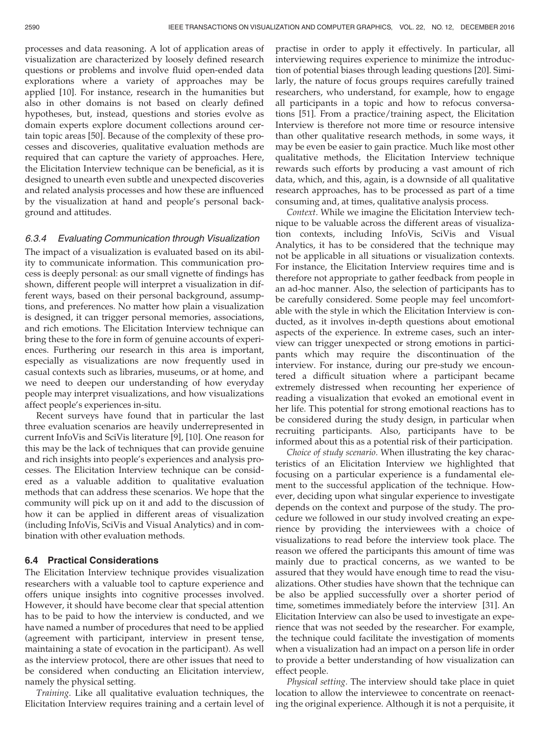processes and data reasoning. A lot of application areas of visualization are characterized by loosely defined research questions or problems and involve fluid open-ended data explorations where a variety of approaches may be applied [10]. For instance, research in the humanities but also in other domains is not based on clearly defined hypotheses, but, instead, questions and stories evolve as domain experts explore document collections around certain topic areas [50]. Because of the complexity of these processes and discoveries, qualitative evaluation methods are required that can capture the variety of approaches. Here, the Elicitation Interview technique can be beneficial, as it is designed to unearth even subtle and unexpected discoveries and related analysis processes and how these are influenced by the visualization at hand and people's personal background and attitudes.

#### 6.3.4 Evaluating Communication through Visualization

The impact of a visualization is evaluated based on its ability to communicate information. This communication process is deeply personal: as our small vignette of findings has shown, different people will interpret a visualization in different ways, based on their personal background, assumptions, and preferences. No matter how plain a visualization is designed, it can trigger personal memories, associations, and rich emotions. The Elicitation Interview technique can bring these to the fore in form of genuine accounts of experiences. Furthering our research in this area is important, especially as visualizations are now frequently used in casual contexts such as libraries, museums, or at home, and we need to deepen our understanding of how everyday people may interpret visualizations, and how visualizations affect people's experiences in-situ.

Recent surveys have found that in particular the last three evaluation scenarios are heavily underrepresented in current InfoVis and SciVis literature [9], [10]. One reason for this may be the lack of techniques that can provide genuine and rich insights into people's experiences and analysis processes. The Elicitation Interview technique can be considered as a valuable addition to qualitative evaluation methods that can address these scenarios. We hope that the community will pick up on it and add to the discussion of how it can be applied in different areas of visualization (including InfoVis, SciVis and Visual Analytics) and in combination with other evaluation methods.

### 6.4 Practical Considerations

The Elicitation Interview technique provides visualization researchers with a valuable tool to capture experience and offers unique insights into cognitive processes involved. However, it should have become clear that special attention has to be paid to how the interview is conducted, and we have named a number of procedures that need to be applied (agreement with participant, interview in present tense, maintaining a state of evocation in the participant). As well as the interview protocol, there are other issues that need to be considered when conducting an Elicitation interview, namely the physical setting.

*Training.* Like all qualitative evaluation techniques, the Elicitation Interview requires training and a certain level of practise in order to apply it effectively. In particular, all interviewing requires experience to minimize the introduction of potential biases through leading questions [20]. Similarly, the nature of focus groups requires carefully trained researchers, who understand, for example, how to engage all participants in a topic and how to refocus conversations [51]. From a practice/training aspect, the Elicitation Interview is therefore not more time or resource intensive than other qualitative research methods, in some ways, it may be even be easier to gain practice. Much like most other qualitative methods, the Elicitation Interview technique rewards such efforts by producing a vast amount of rich data, which, and this, again, is a downside of all qualitative research approaches, has to be processed as part of a time consuming and, at times, qualitative analysis process.

*Context.* While we imagine the Elicitation Interview technique to be valuable across the different areas of visualization contexts, including InfoVis, SciVis and Visual Analytics, it has to be considered that the technique may not be applicable in all situations or visualization contexts. For instance, the Elicitation Interview requires time and is therefore not appropriate to gather feedback from people in an ad-hoc manner. Also, the selection of participants has to be carefully considered. Some people may feel uncomfortable with the style in which the Elicitation Interview is conducted, as it involves in-depth questions about emotional aspects of the experience. In extreme cases, such an interview can trigger unexpected or strong emotions in participants which may require the discontinuation of the interview. For instance, during our pre-study we encountered a difficult situation where a participant became extremely distressed when recounting her experience of reading a visualization that evoked an emotional event in her life. This potential for strong emotional reactions has to be considered during the study design, in particular when recruiting participants. Also, participants have to be informed about this as a potential risk of their participation.

*Choice of study scenario.* When illustrating the key characteristics of an Elicitation Interview we highlighted that focusing on a particular experience is a fundamental element to the successful application of the technique. However, deciding upon what singular experience to investigate depends on the context and purpose of the study. The procedure we followed in our study involved creating an experience by providing the interviewees with a choice of visualizations to read before the interview took place. The reason we offered the participants this amount of time was mainly due to practical concerns, as we wanted to be assured that they would have enough time to read the visualizations. Other studies have shown that the technique can be also be applied successfully over a shorter period of time, sometimes immediately before the interview [31]. An Elicitation Interview can also be used to investigate an experience that was not seeded by the researcher. For example, the technique could facilitate the investigation of moments when a visualization had an impact on a person life in order to provide a better understanding of how visualization can effect people.

*Physical setting.* The interview should take place in quiet location to allow the interviewee to concentrate on reenacting the original experience. Although it is not a perquisite, it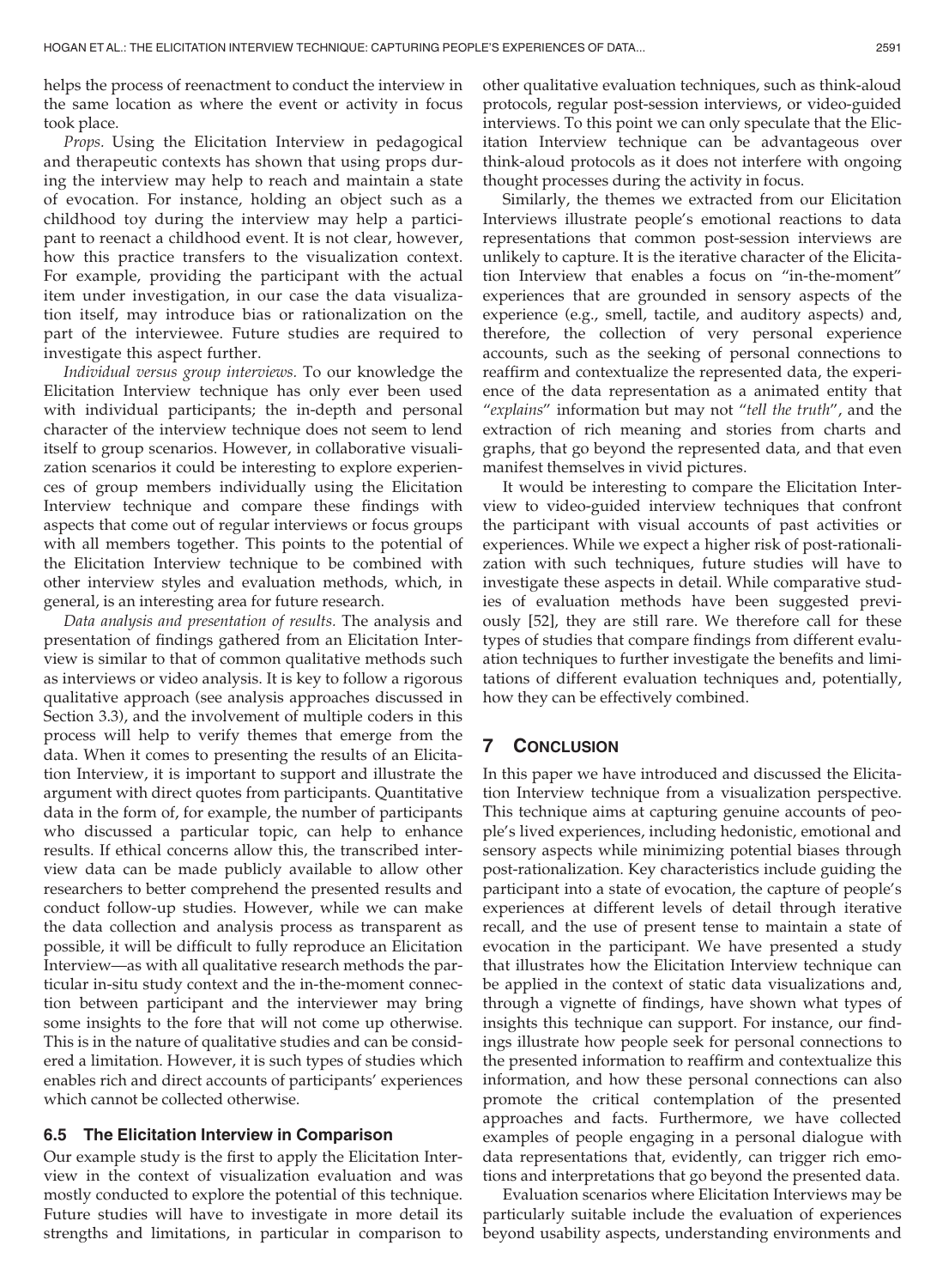helps the process of reenactment to conduct the interview in the same location as where the event or activity in focus took place.

*Props.* Using the Elicitation Interview in pedagogical and therapeutic contexts has shown that using props during the interview may help to reach and maintain a state of evocation. For instance, holding an object such as a childhood toy during the interview may help a participant to reenact a childhood event. It is not clear, however, how this practice transfers to the visualization context. For example, providing the participant with the actual item under investigation, in our case the data visualization itself, may introduce bias or rationalization on the part of the interviewee. Future studies are required to investigate this aspect further.

*Individual versus group interviews.* To our knowledge the Elicitation Interview technique has only ever been used with individual participants; the in-depth and personal character of the interview technique does not seem to lend itself to group scenarios. However, in collaborative visualization scenarios it could be interesting to explore experiences of group members individually using the Elicitation Interview technique and compare these findings with aspects that come out of regular interviews or focus groups with all members together. This points to the potential of the Elicitation Interview technique to be combined with other interview styles and evaluation methods, which, in general, is an interesting area for future research.

*Data analysis and presentation of results.* The analysis and presentation of findings gathered from an Elicitation Interview is similar to that of common qualitative methods such as interviews or video analysis. It is key to follow a rigorous qualitative approach (see analysis approaches discussed in Section 3.3), and the involvement of multiple coders in this process will help to verify themes that emerge from the data. When it comes to presenting the results of an Elicitation Interview, it is important to support and illustrate the argument with direct quotes from participants. Quantitative data in the form of, for example, the number of participants who discussed a particular topic, can help to enhance results. If ethical concerns allow this, the transcribed interview data can be made publicly available to allow other researchers to better comprehend the presented results and conduct follow-up studies. However, while we can make the data collection and analysis process as transparent as possible, it will be difficult to fully reproduce an Elicitation Interview—as with all qualitative research methods the particular in-situ study context and the in-the-moment connection between participant and the interviewer may bring some insights to the fore that will not come up otherwise. This is in the nature of qualitative studies and can be considered a limitation. However, it is such types of studies which enables rich and direct accounts of participants' experiences which cannot be collected otherwise.

### 6.5 The Elicitation Interview in Comparison

Our example study is the first to apply the Elicitation Interview in the context of visualization evaluation and was mostly conducted to explore the potential of this technique. Future studies will have to investigate in more detail its strengths and limitations, in particular in comparison to other qualitative evaluation techniques, such as think-aloud protocols, regular post-session interviews, or video-guided interviews. To this point we can only speculate that the Elicitation Interview technique can be advantageous over think-aloud protocols as it does not interfere with ongoing thought processes during the activity in focus.

Similarly, the themes we extracted from our Elicitation Interviews illustrate people's emotional reactions to data representations that common post-session interviews are unlikely to capture. It is the iterative character of the Elicitation Interview that enables a focus on "in-the-moment" experiences that are grounded in sensory aspects of the experience (e.g., smell, tactile, and auditory aspects) and, therefore, the collection of very personal experience accounts, such as the seeking of personal connections to reaffirm and contextualize the represented data, the experience of the data representation as a animated entity that "*explains*" information but may not "*tell the truth*", and the extraction of rich meaning and stories from charts and graphs, that go beyond the represented data, and that even manifest themselves in vivid pictures.

It would be interesting to compare the Elicitation Interview to video-guided interview techniques that confront the participant with visual accounts of past activities or experiences. While we expect a higher risk of post-rationalization with such techniques, future studies will have to investigate these aspects in detail. While comparative studies of evaluation methods have been suggested previously [52], they are still rare. We therefore call for these types of studies that compare findings from different evaluation techniques to further investigate the benefits and limitations of different evaluation techniques and, potentially, how they can be effectively combined.

## 7 Conclusion

In this paper we have introduced and discussed the Elicitation Interview technique from a visualization perspective. This technique aims at capturing genuine accounts of people's lived experiences, including hedonistic, emotional and sensory aspects while minimizing potential biases through post-rationalization. Key characteristics include guiding the participant into a state of evocation, the capture of people's experiences at different levels of detail through iterative recall, and the use of present tense to maintain a state of evocation in the participant. We have presented a study that illustrates how the Elicitation Interview technique can be applied in the context of static data visualizations and, through a vignette of findings, have shown what types of insights this technique can support. For instance, our findings illustrate how people seek for personal connections to the presented information to reaffirm and contextualize this information, and how these personal connections can also promote the critical contemplation of the presented approaches and facts. Furthermore, we have collected examples of people engaging in a personal dialogue with data representations that, evidently, can trigger rich emotions and interpretations that go beyond the presented data.

Evaluation scenarios where Elicitation Interviews may be particularly suitable include the evaluation of experiences beyond usability aspects, understanding environments and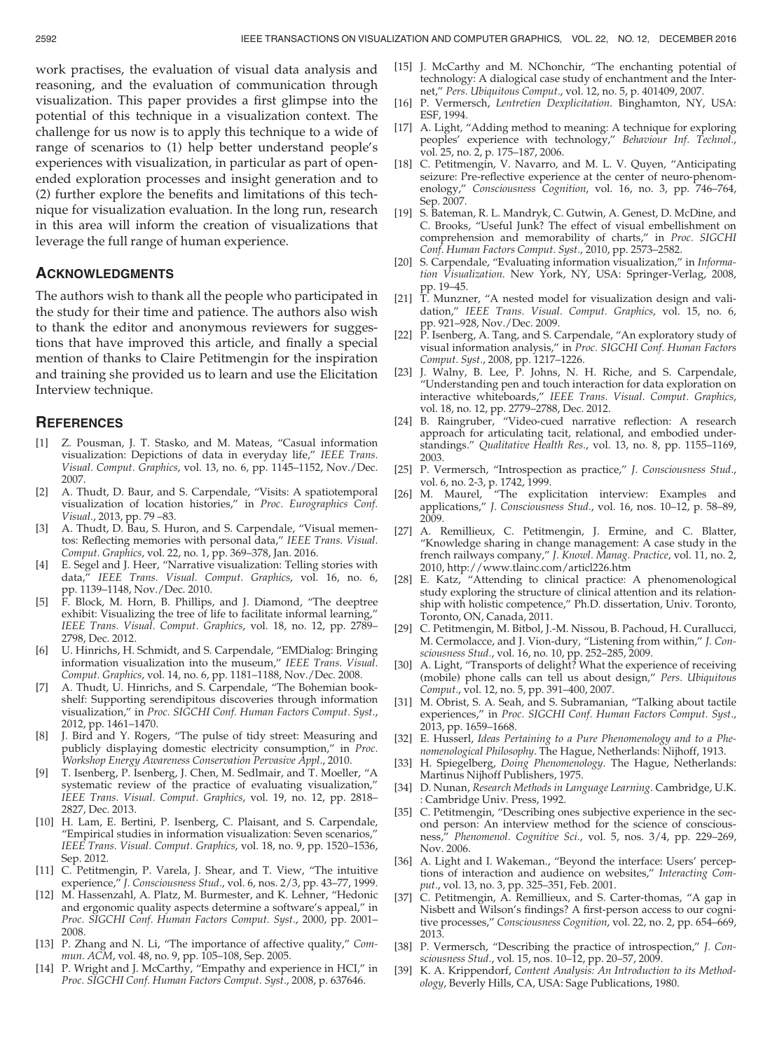work practises, the evaluation of visual data analysis and reasoning, and the evaluation of communication through visualization. This paper provides a first glimpse into the potential of this technique in a visualization context. The challenge for us now is to apply this technique to a wide of range of scenarios to (1) help better understand people's experiences with visualization, in particular as part of open-ended exploration processes and insight generation and to (2) further explore the benefits and limitations of this technique for visualization evaluation. In the long run, research in this area will inform the creation of visualizations that leverage the full range of human experience.

## Acknowledgments

The authors wish to thank all the people who participated in the study for their time and patience. The authors also wish to thank the editor and anonymous reviewers for suggestions that have improved this article, and finally a special mention of thanks to Claire Petitmengin for the inspiration and training she provided us to learn and use the Elicitation Interview technique.

## References

[1] Z. Pousman, J. T. Stasko, and M. Mateas, "Casual information visualization: Depictions of data in everyday life," *IEEE Trans. Visual. Comput. Graphics*, vol. 13, no. 6, pp. 1145–1152, Nov./Dec. 2007.

[2] A. Thudt, D. Baur, and S. Carpendale, "Visits: A spatiotemporal visualization of location histories," in *Proc. Eurographics Conf. Visual.*, 2013, pp. 79 –83.

[3] A. Thudt, D. Bau, S. Huron, and S. Carpendale, "Visual mementos: Reflecting memories with personal data," *IEEE Trans. Visual. Comput. Graphics*, vol. 22, no. 1, pp. 369–378, Jan. 2016.

[4] E. Segel and J. Heer, "Narrative visualization: Telling stories with data," *IEEE Trans. Visual. Comput. Graphics*, vol. 16, no. 6, pp. 1139–1148, Nov./Dec. 2010.

[5] F. Block, M. Horn, B. Phillips, and J. Diamond, "The deeptree exhibit: Visualizing the tree of life to facilitate informal learning," *IEEE Trans. Visual. Comput. Graphics*, vol. 18, no. 12, pp. 2789–2798, Dec. 2012.

[6] U. Hinrichs, H. Schmidt, and S. Carpendale, "EMDialog: Bringing information visualization into the museum," *IEEE Trans. Visual. Comput. Graphics*, vol. 14, no. 6, pp. 1181–1188, Nov./Dec. 2008.

[7] A. Thudt, U. Hinrichs, and S. Carpendale, "The Bohemian bookshelf: Supporting serendipitous discoveries through information visualization," in *Proc. SIGCHI Conf. Human Factors Comput. Syst.*, 2012, pp. 1461–1470.

[8] J. Bird and Y. Rogers, "The pulse of tidy street: Measuring and publicly displaying domestic electricity consumption," in *Proc. Workshop Energy Awareness Conservation Pervasive Appl.*, 2010.

[9] T. Isenberg, P. Isenberg, J. Chen, M. Sedlmair, and T. Moeller, "A systematic review of the practice of evaluating visualization," *IEEE Trans. Visual. Comput. Graphics*, vol. 19, no. 12, pp. 2818–2827, Dec. 2013.

[10] H. Lam, E. Bertini, P. Isenberg, C. Plaisant, and S. Carpendale, "Empirical studies in information visualization: Seven scenarios," *IEEE Trans. Visual. Comput. Graphics*, vol. 18, no. 9, pp. 1520–1536, Sep. 2012.

[11] C. Petitmengin, P. Varela, J. Shear, and T. View, "The intuitive experience," *J. Consciousness Stud.*, vol. 6, nos. 2/3, pp. 43–77, 1999.

[12] M. Hassenzahl, A. Platz, M. Burmester, and K. Lehner, "Hedonic and ergonomic quality aspects determine a software's appeal," in *Proc. SIGCHI Conf. Human Factors Comput. Syst.*, 2000, pp. 2001–2008.

[13] P. Zhang and N. Li, "The importance of affective quality," *Commun. ACM*, vol. 48, no. 9, pp. 105–108, Sep. 2005.

[14] P. Wright and J. McCarthy, "Empathy and experience in HCI," in *Proc. SIGCHI Conf. Human Factors Comput. Syst.*, 2008, p. 637646.

[15] J. McCarthy and M. NChonchir, "The enchanting potential of technology: A dialogical case study of enchantment and the Internet," *Pers. Ubiquitous Comput.*, vol. 12, no. 5, p. 401409, 2007.

[16] P. Vermersch, *Lentretien Dexplicitation*. Binghamton, NY, USA: ESF, 1994.

[17] A. Light, "Adding method to meaning: A technique for exploring peoples' experience with technology," *Behaviour Inf. Technol.*, vol. 25, no. 2, p. 175–187, 2006.

[18] C. Petitmengin, V. Navarro, and M. L. V. Quyen, "Anticipating seizure: Pre-reflective experience at the center of neuro-phenomenology," *Consciousness Cognition*, vol. 16, no. 3, pp. 746–764, Sep. 2007.

[19] S. Bateman, R. L. Mandryk, C. Gutwin, A. Genest, D. McDine, and C. Brooks, "Useful Junk? The effect of visual embellishment on comprehension and memorability of charts," in *Proc. SIGCHI Conf. Human Factors Comput. Syst.*, 2010, pp. 2573–2582.

[20] S. Carpendale, "Evaluating information visualization," in *Information Visualization*. New York, NY, USA: Springer-Verlag, 2008, pp. 19–45.

[21] T. Munzner, "A nested model for visualization design and validation," *IEEE Trans. Visual. Comput. Graphics*, vol. 15, no. 6, pp. 921–928, Nov./Dec. 2009.

[22] P. Isenberg, A. Tang, and S. Carpendale, "An exploratory study of visual information analysis," in *Proc. SIGCHI Conf. Human Factors Comput. Syst.*, 2008, pp. 1217–1226.

[23] J. Walny, B. Lee, P. Johns, N. H. Riche, and S. Carpendale, "Understanding pen and touch interaction for data exploration on interactive whiteboards," *IEEE Trans. Visual. Comput. Graphics*, vol. 18, no. 12, pp. 2779–2788, Dec. 2012.

[24] B. Raingruber, "Video-cued narrative reflection: A research approach for articulating tacit, relational, and embodied understandings." *Qualitative Health Res.*, vol. 13, no. 8, pp. 1155–1169, 2003.

[25] P. Vermersch, "Introspection as practice," *J. Consciousness Stud.*, vol. 6, no. 2-3, p. 1742, 1999.

[26] M. Maurel, "The explicitation interview: Examples and applications," *J. Consciousness Stud.*, vol. 16, nos. 10–12, p. 58–89, 2009.

[27] A. Remillieux, C. Petitmengin, J. Ermine, and C. Blatter, "Knowledge sharing in change management: A case study in the french railways company," *J. Knowl. Manag. Practice*, vol. 11, no. 2, 2010, http://www.tlainc.com/articl226.htm

[28] E. Katz, "Attending to clinical practice: A phenomenological study exploring the structure of clinical attention and its relationship with holistic competence," Ph.D. dissertation, Univ. Toronto, Toronto, ON, Canada, 2011.

[29] C. Petitmengin, M. Bitbol, J.-M. Nissou, B. Pachoud, H. Curallucci, M. Cermolacce, and J. Vion-dury, "Listening from within," *J. Consciousness Stud.*, vol. 16, no. 10, pp. 252–285, 2009.

[30] A. Light, "Transports of delight? What the experience of receiving (mobile) phone calls can tell us about design," *Pers. Ubiquitous Comput.*, vol. 12, no. 5, pp. 391–400, 2007.

[31] M. Obrist, S. A. Seah, and S. Subramanian, "Talking about tactile experiences," in *Proc. SIGCHI Conf. Human Factors Comput. Syst.*, 2013, pp. 1659–1668.

[32] E. Husserl, *Ideas Pertaining to a Pure Phenomenology and to a Phenomenological Philosophy*. The Hague, Netherlands: Nijhoff, 1913.

[33] H. Spiegelberg, *Doing Phenomenology*. The Hague, Netherlands: Martinus Nijhoff Publishers, 1975.

[34] D. Nunan, *Research Methods in Language Learning*. Cambridge, U.K. : Cambridge Univ. Press, 1992.

[35] C. Petitmengin, "Describing ones subjective experience in the second person: An interview method for the science of consciousness," *Phenomenol. Cognitive Sci.*, vol. 5, nos. 3/4, pp. 229–269, Nov. 2006.

[36] A. Light and I. Wakeman., "Beyond the interface: Users' perceptions of interaction and audience on websites," *Interacting Comput.*, vol. 13, no. 3, pp. 325–351, Feb. 2001.

[37] C. Petitmengin, A. Remillieux, and S. Carter-thomas, "A gap in Nisbett and Wilson's findings? A first-person access to our cognitive processes," *Consciousness Cognition*, vol. 22, no. 2, pp. 654–669, 2013.

[38] P. Vermersch, "Describing the practice of introspection," *J. Consciousness Stud.*, vol. 15, nos. 10–12, pp. 20–57, 2009.

[39] K. A. Krippendorf, *Content Analysis: An Introduction to its Methodology*, Beverly Hills, CA, USA: Sage Publications, 1980.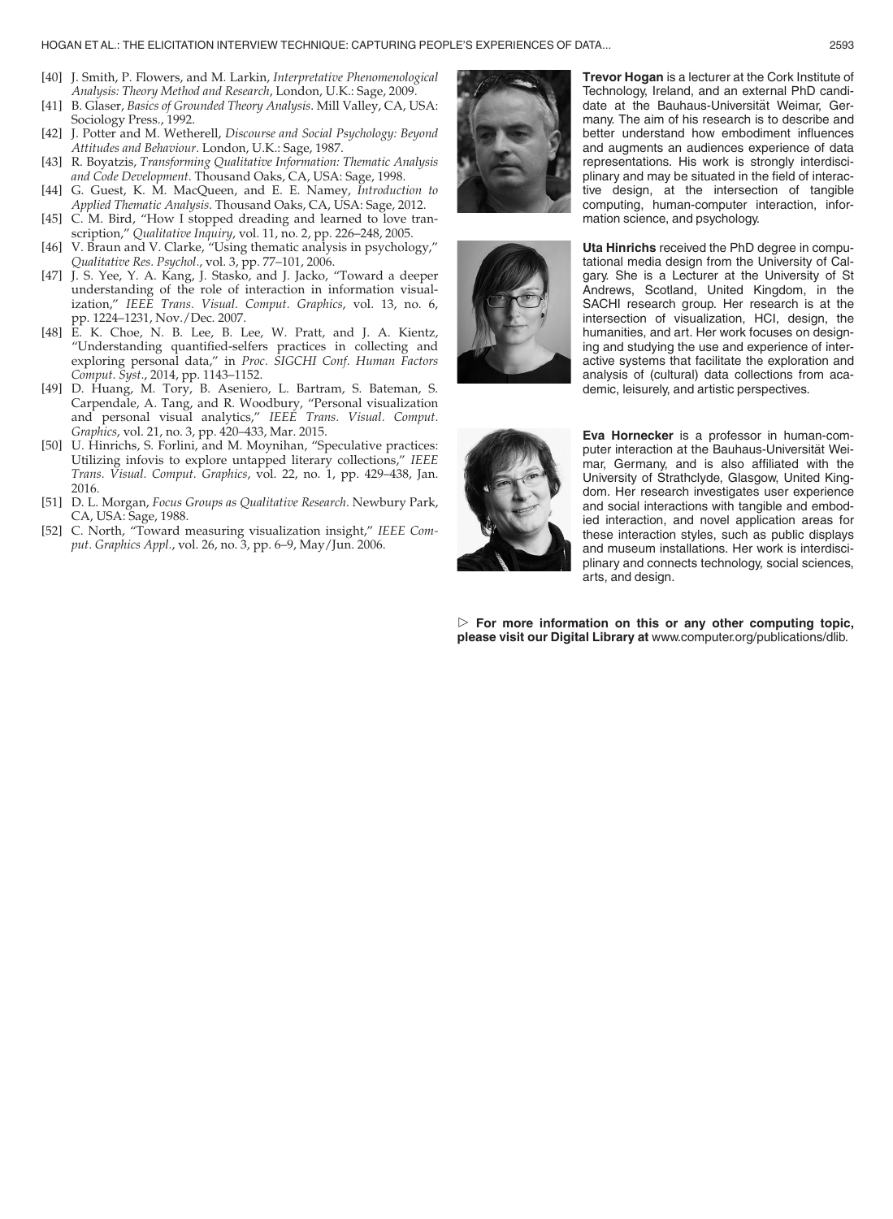[40] J. Smith, P. Flowers, and M. Larkin, *Interpretative Phenomenological Analysis: Theory Method and Research*, London, U.K.: Sage, 2009.

[41] B. Glaser, *Basics of Grounded Theory Analysis*. Mill Valley, CA, USA: Sociology Press., 1992.

[42] J. Potter and M. Wetherell, *Discourse and Social Psychology: Beyond Attitudes and Behaviour*. London, U.K.: Sage, 1987.

[43] R. Boyatzis, *Transforming Qualitative Information: Thematic Analysis and Code Development*. Thousand Oaks, CA, USA: Sage, 1998.

[44] G. Guest, K. M. MacQueen, and E. E. Namey, *Introduction to Applied Thematic Analysis*. Thousand Oaks, CA, USA: Sage, 2012.

[45] C. M. Bird, "How I stopped dreading and learned to love transcription," *Qualitative Inquiry*, vol. 11, no. 2, pp. 226–248, 2005.

[46] V. Braun and V. Clarke, "Using thematic analysis in psychology," *Qualitative Res. Psychol.*, vol. 3, pp. 77–101, 2006.

[47] J. S. Yee, Y. A. Kang, J. Stasko, and J. Jacko, "Toward a deeper understanding of the role of interaction in information visualization," *IEEE Trans. Visual. Comput. Graphics*, vol. 13, no. 6, pp. 1224–1231, Nov./Dec. 2007.

[48] E. K. Choe, N. B. Lee, B. Lee, W. Pratt, and J. A. Kientz, "Understanding quantified-selfers practices in collecting and exploring personal data," in *Proc. SIGCHI Conf. Human Factors Comput. Syst.*, 2014, pp. 1143–1152.

[49] D. Huang, M. Tory, B. Aseniero, L. Bartram, S. Bateman, S. Carpendale, A. Tang, and R. Woodbury, "Personal visualization and personal visual analytics," *IEEE Trans. Visual. Comput. Graphics*, vol. 21, no. 3, pp. 420–433, Mar. 2015.

[50] U. Hinrichs, S. Forlini, and M. Moynihan, "Speculative practices: Utilizing infovis to explore untapped literary collections," *IEEE Trans. Visual. Comput. Graphics*, vol. 22, no. 1, pp. 429–438, Jan. 2016.

[51] D. L. Morgan, *Focus Groups as Qualitative Research*. Newbury Park, CA, USA: Sage, 1988.

[52] C. North, "Toward measuring visualization insight," *IEEE Comput. Graphics Appl.*, vol. 26, no. 3, pp. 6–9, May/Jun. 2006.

**Trevor Hogan** is a lecturer at the Cork Institute of Technology, Ireland, and an external PhD candidate at the Bauhaus-Universität Weimar, Germany. The aim of his research is to describe and better understand how embodiment influences and augments an audiences experience of data representations. His work is strongly interdisciplinary and may be situated in the field of interactive design, at the intersection of tangible computing, human-computer interaction, information science, and psychology.

**Uta Hinrichs** received the PhD degree in computational media design from the University of Calgary. She is a Lecturer at the University of St Andrews, Scotland, United Kingdom, in the SACHI research group. Her research is at the intersection of visualization, HCI, design, the humanities, and art. Her work focuses on designing and studying the use and experience of interactive systems that facilitate the exploration and analysis of (cultural) data collections from academic, leisurely, and artistic perspectives.

**Eva Hornecker** is a professor in human-computer interaction at the Bauhaus-Universität Weimar, Germany, and is also affiliated with the University of Strathclyde, Glasgow, United Kingdom. Her research investigates user experience and social interactions with tangible and embodied interaction, and novel application areas for these interaction styles, such as public displays and museum installations. Her work is interdisciplinary and connects technology, social sciences, arts, and design.

▷ **For more information on this or any other computing topic, please visit our Digital Library at** www.computer.org/publications/dlib.